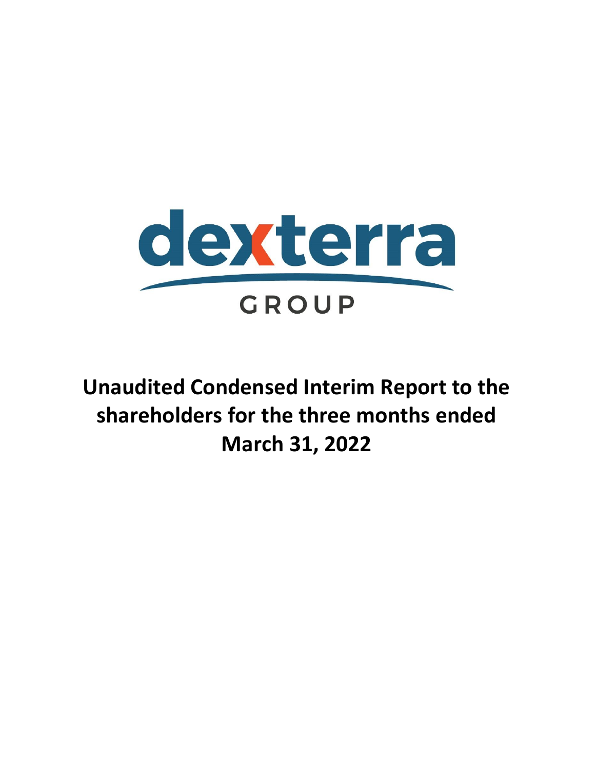dexterra

GROUP

# Unaudited Condensed Interim Report to the shareholders for the three months ended March 31, 2022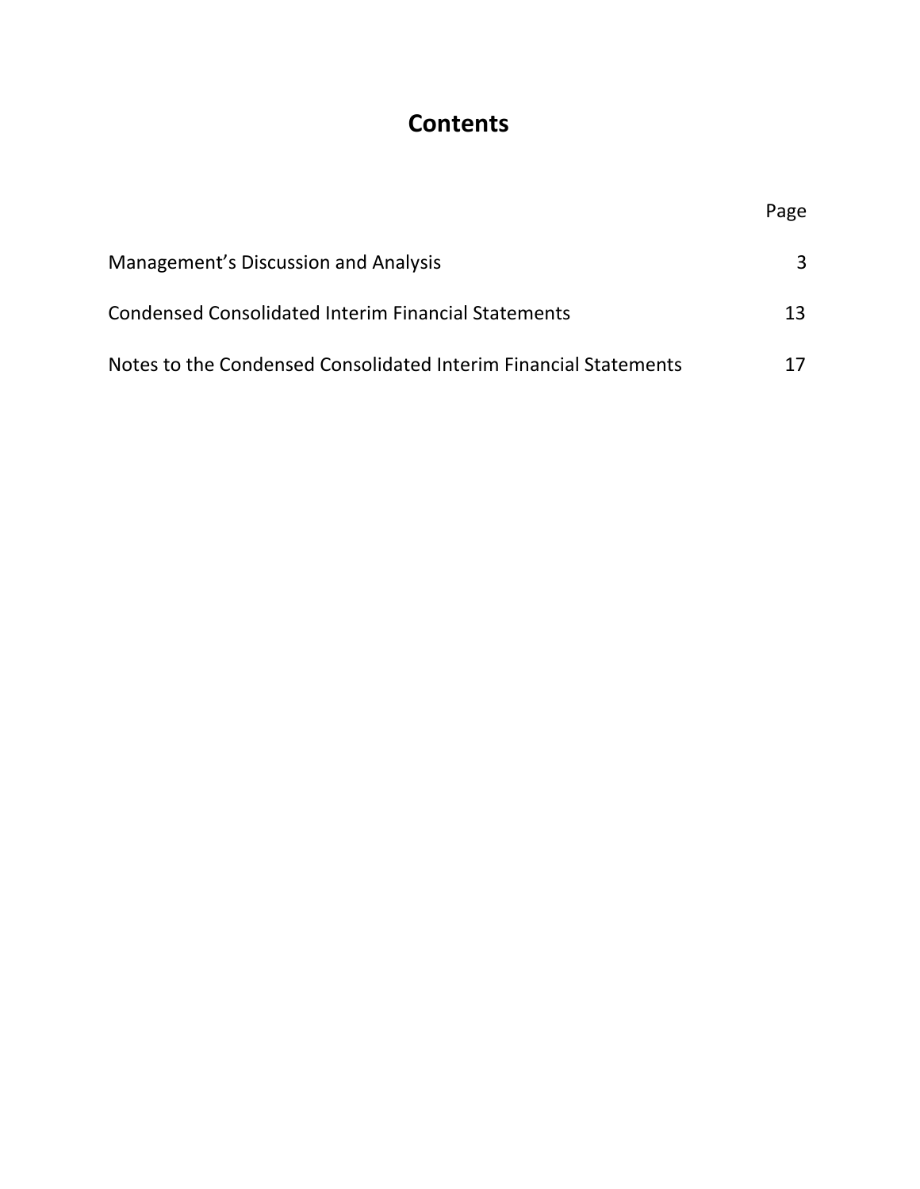# Contents

| | Page |
| --- | --- |
| Management's Discussion and Analysis | 3 |
| Condensed Consolidated Interim Financial Statements | 13 |
| Notes to the Condensed Consolidated Interim Financial Statements | 17 |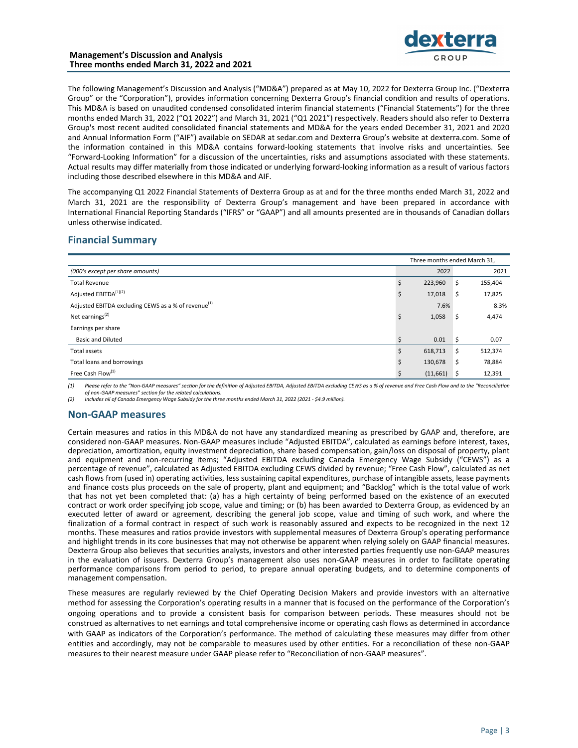The following Management's Discussion and Analysis ("MD&A") prepared as at May 10, 2022 for Dexterra Group Inc. ("Dexterra Group" or the "Corporation"), provides information concerning Dexterra Group's financial condition and results of operations. This MD&A is based on unaudited condensed consolidated interim financial statements ("Financial Statements") for the three months ended March 31, 2022 ("Q1 2022") and March 31, 2021 ("Q1 2021") respectively. Readers should also refer to Dexterra Group's most recent audited consolidated financial statements and MD&A for the years ended December 31, 2021 and 2020 and Annual Information Form ("AIF") available on SEDAR at sedar.com and Dexterra Group's website at dexterra.com. Some of the information contained in this MD&A contains forward-looking statements that involve risks and uncertainties. See "Forward-Looking Information" for a discussion of the uncertainties, risks and assumptions associated with these statements. Actual results may differ materially from those indicated or underlying forward-looking information as a result of various factors including those described elsewhere in this MD&A and AIF.

The accompanying Q1 2022 Financial Statements of Dexterra Group as at and for the three months ended March 31, 2022 and March 31, 2021 are the responsibility of Dexterra Group's management and have been prepared in accordance with International Financial Reporting Standards ("IFRS" or "GAAP") and all amounts presented are in thousands of Canadian dollars unless otherwise indicated.

## Financial Summary

| | Three months ended March 31, | |
|---|---|---|
| *(000's except per share amounts)* | 2022 | 2021 |
| Total Revenue | $ 223,960 | $ 155,404 |
| Adjusted EBITDA[(1)(2)] | $ 17,018 | $ 17,825 |
| Adjusted EBITDA excluding CEWS as a % of revenue[(1)] | 7.6% | 8.3% |
| Net earnings[(2)] | $ 1,058 | $ 4,474 |
| Earnings per share | | |
| Basic and Diluted | $ 0.01 | $ 0.07 |
| Total assets | $ 618,713 | $ 512,374 |
| Total loans and borrowings | $ 130,678 | $ 78,884 |
| Free Cash Flow[(1)] | $ (11,661) | $ 12,391 |

*(1) Please refer to the "Non-GAAP measures" section for the definition of Adjusted EBITDA, Adjusted EBITDA excluding CEWS as a % of revenue and Free Cash Flow and to the "Reconciliation of non-GAAP measures" section for the related calculations.*
*(2) Includes nil of Canada Emergency Wage Subsidy for the three months ended March 31, 2022 (2021 - $4.9 million).*

## Non-GAAP measures

Certain measures and ratios in this MD&A do not have any standardized meaning as prescribed by GAAP and, therefore, are considered non-GAAP measures. Non-GAAP measures include "Adjusted EBITDA", calculated as earnings before interest, taxes, depreciation, amortization, equity investment depreciation, share based compensation, gain/loss on disposal of property, plant and equipment and non-recurring items; "Adjusted EBITDA excluding Canada Emergency Wage Subsidy ("CEWS") as a percentage of revenue", calculated as Adjusted EBITDA excluding CEWS divided by revenue; "Free Cash Flow", calculated as net cash flows from (used in) operating activities, less sustaining capital expenditures, purchase of intangible assets, lease payments and finance costs plus proceeds on the sale of property, plant and equipment; and "Backlog" which is the total value of work that has not yet been completed that: (a) has a high certainty of being performed based on the existence of an executed contract or work order specifying job scope, value and timing; or (b) has been awarded to Dexterra Group, as evidenced by an executed letter of award or agreement, describing the general job scope, value and timing of such work, and where the finalization of a formal contract in respect of such work is reasonably assured and expects to be recognized in the next 12 months. These measures and ratios provide investors with supplemental measures of Dexterra Group's operating performance and highlight trends in its core businesses that may not otherwise be apparent when relying solely on GAAP financial measures. Dexterra Group also believes that securities analysts, investors and other interested parties frequently use non-GAAP measures in the evaluation of issuers. Dexterra Group's management also uses non-GAAP measures in order to facilitate operating performance comparisons from period to period, to prepare annual operating budgets, and to determine components of management compensation.

These measures are regularly reviewed by the Chief Operating Decision Makers and provide investors with an alternative method for assessing the Corporation's operating results in a manner that is focused on the performance of the Corporation's ongoing operations and to provide a consistent basis for comparison between periods. These measures should not be construed as alternatives to net earnings and total comprehensive income or operating cash flows as determined in accordance with GAAP as indicators of the Corporation's performance. The method of calculating these measures may differ from other entities and accordingly, may not be comparable to measures used by other entities. For a reconciliation of these non-GAAP measures to their nearest measure under GAAP please refer to "Reconciliation of non-GAAP measures".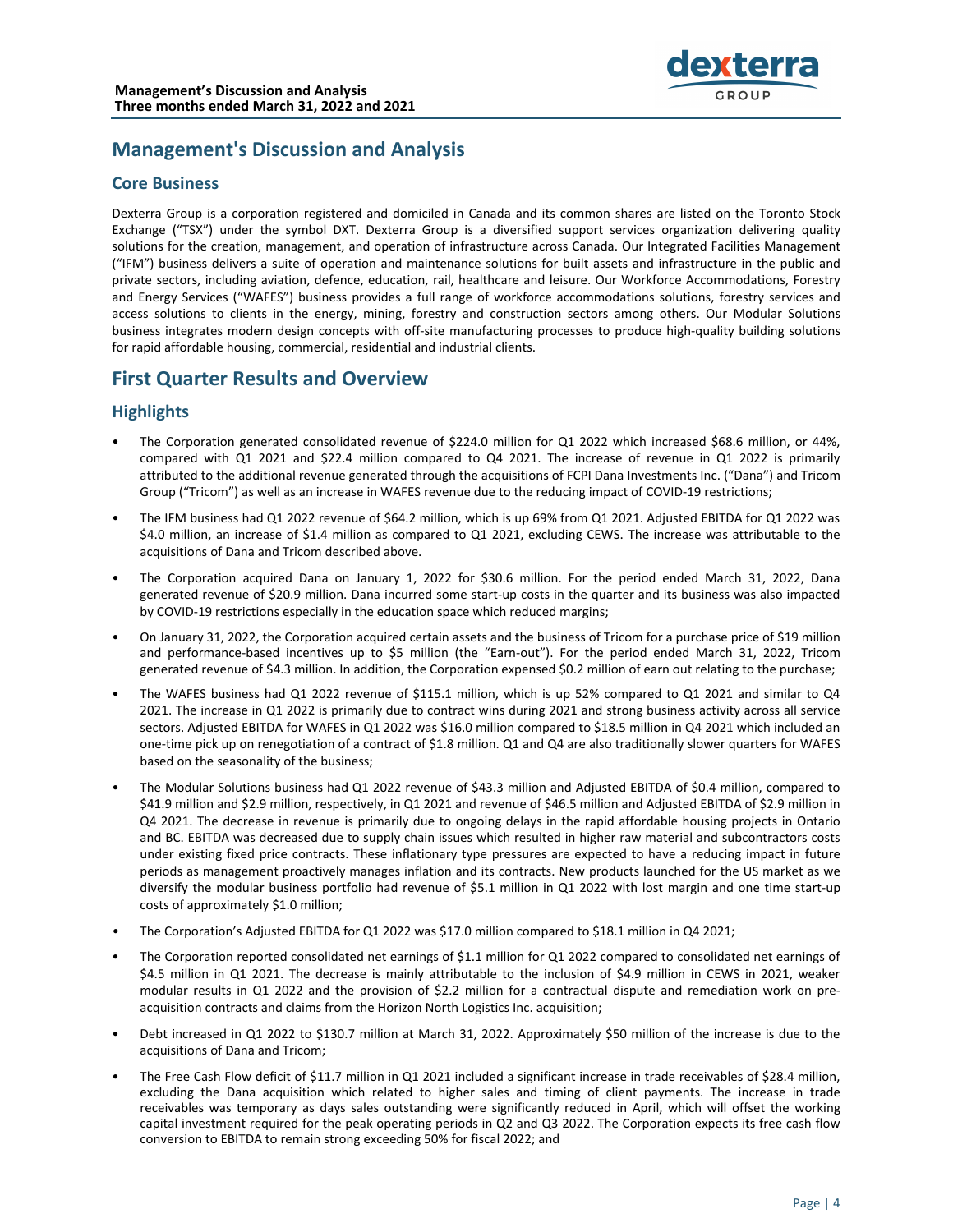# Management's Discussion and Analysis

## Core Business

Dexterra Group is a corporation registered and domiciled in Canada and its common shares are listed on the Toronto Stock Exchange ("TSX") under the symbol DXT. Dexterra Group is a diversified support services organization delivering quality solutions for the creation, management, and operation of infrastructure across Canada. Our Integrated Facilities Management ("IFM") business delivers a suite of operation and maintenance solutions for built assets and infrastructure in the public and private sectors, including aviation, defence, education, rail, healthcare and leisure. Our Workforce Accommodations, Forestry and Energy Services ("WAFES") business provides a full range of workforce accommodations solutions, forestry services and access solutions to clients in the energy, mining, forestry and construction sectors among others. Our Modular Solutions business integrates modern design concepts with off-site manufacturing processes to produce high-quality building solutions for rapid affordable housing, commercial, residential and industrial clients.

# First Quarter Results and Overview

## Highlights

- The Corporation generated consolidated revenue of $224.0 million for Q1 2022 which increased $68.6 million, or 44%, compared with Q1 2021 and $22.4 million compared to Q4 2021. The increase of revenue in Q1 2022 is primarily attributed to the additional revenue generated through the acquisitions of FCPI Dana Investments Inc. ("Dana") and Tricom Group ("Tricom") as well as an increase in WAFES revenue due to the reducing impact of COVID-19 restrictions;
- The IFM business had Q1 2022 revenue of $64.2 million, which is up 69% from Q1 2021. Adjusted EBITDA for Q1 2022 was $4.0 million, an increase of $1.4 million as compared to Q1 2021, excluding CEWS. The increase was attributable to the acquisitions of Dana and Tricom described above.
- The Corporation acquired Dana on January 1, 2022 for $30.6 million. For the period ended March 31, 2022, Dana generated revenue of $20.9 million. Dana incurred some start-up costs in the quarter and its business was also impacted by COVID-19 restrictions especially in the education space which reduced margins;
- On January 31, 2022, the Corporation acquired certain assets and the business of Tricom for a purchase price of $19 million and performance-based incentives up to $5 million (the "Earn-out"). For the period ended March 31, 2022, Tricom generated revenue of $4.3 million. In addition, the Corporation expensed $0.2 million of earn out relating to the purchase;
- The WAFES business had Q1 2022 revenue of $115.1 million, which is up 52% compared to Q1 2021 and similar to Q4 2021. The increase in Q1 2022 is primarily due to contract wins during 2021 and strong business activity across all service sectors. Adjusted EBITDA for WAFES in Q1 2022 was $16.0 million compared to $18.5 million in Q4 2021 which included an one-time pick up on renegotiation of a contract of $1.8 million. Q1 and Q4 are also traditionally slower quarters for WAFES based on the seasonality of the business;
- The Modular Solutions business had Q1 2022 revenue of $43.3 million and Adjusted EBITDA of $0.4 million, compared to $41.9 million and $2.9 million, respectively, in Q1 2021 and revenue of $46.5 million and Adjusted EBITDA of $2.9 million in Q4 2021. The decrease in revenue is primarily due to ongoing delays in the rapid affordable housing projects in Ontario and BC. EBITDA was decreased due to supply chain issues which resulted in higher raw material and subcontractors costs under existing fixed price contracts. These inflationary type pressures are expected to have a reducing impact in future periods as management proactively manages inflation and its contracts. New products launched for the US market as we diversify the modular business portfolio had revenue of $5.1 million in Q1 2022 with lost margin and one time start-up costs of approximately $1.0 million;
- The Corporation's Adjusted EBITDA for Q1 2022 was $17.0 million compared to $18.1 million in Q4 2021;
- The Corporation reported consolidated net earnings of $1.1 million for Q1 2022 compared to consolidated net earnings of $4.5 million in Q1 2021. The decrease is mainly attributable to the inclusion of $4.9 million in CEWS in 2021, weaker modular results in Q1 2022 and the provision of $2.2 million for a contractual dispute and remediation work on pre-acquisition contracts and claims from the Horizon North Logistics Inc. acquisition;
- Debt increased in Q1 2022 to $130.7 million at March 31, 2022. Approximately $50 million of the increase is due to the acquisitions of Dana and Tricom;
- The Free Cash Flow deficit of $11.7 million in Q1 2021 included a significant increase in trade receivables of $28.4 million, excluding the Dana acquisition which related to higher sales and timing of client payments. The increase in trade receivables was temporary as days sales outstanding were significantly reduced in April, which will offset the working capital investment required for the peak operating periods in Q2 and Q3 2022. The Corporation expects its free cash flow conversion to EBITDA to remain strong exceeding 50% for fiscal 2022; and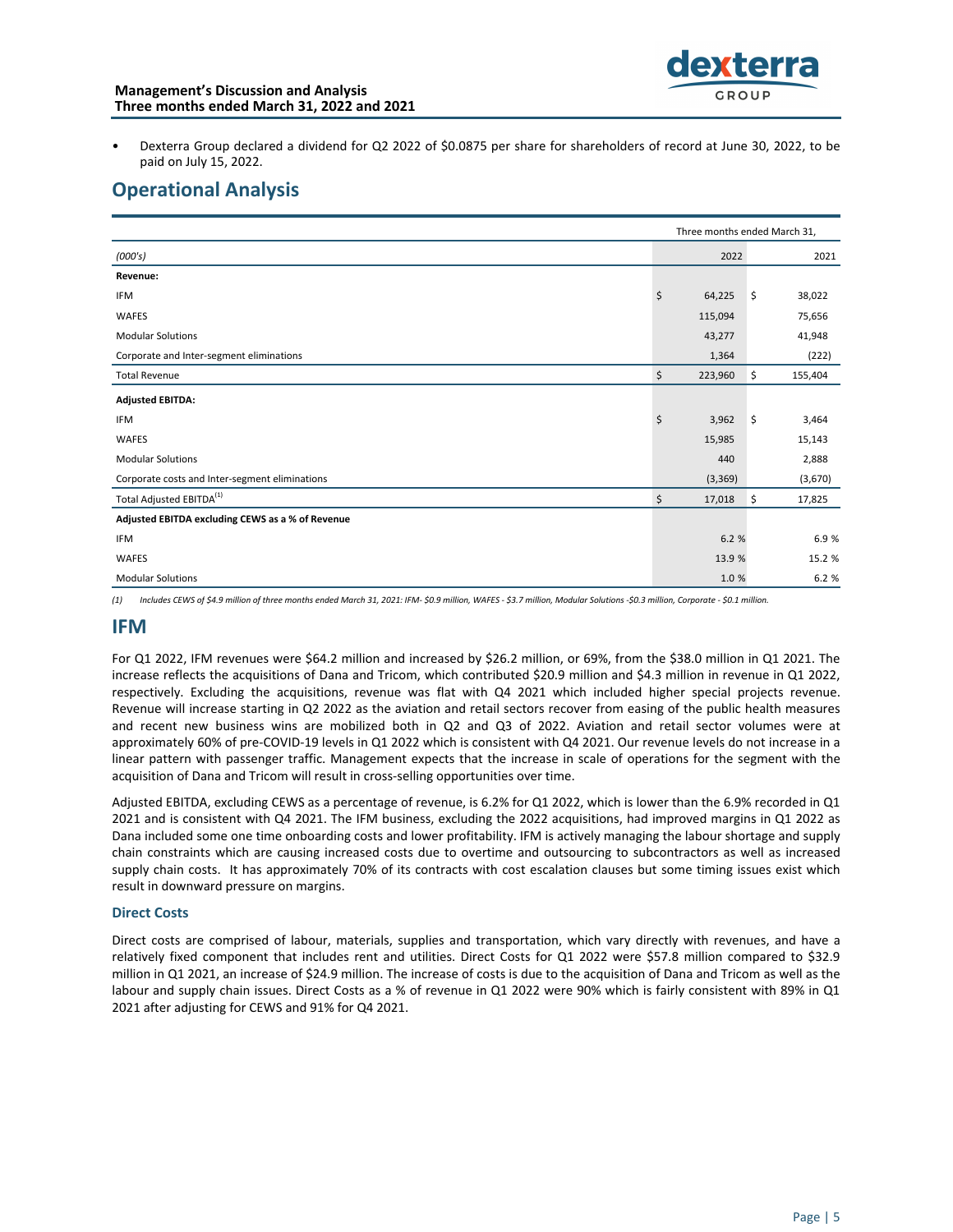- Dexterra Group declared a dividend for Q2 2022 of $0.0875 per share for shareholders of record at June 30, 2022, to be paid on July 15, 2022.

## Operational Analysis

| | Three months ended March 31, | |
|---|---|---|
| *(000's)* | 2022 | 2021 |
| **Revenue:** | | |
| IFM | $ 64,225 | $ 38,022 |
| WAFES | 115,094 | 75,656 |
| Modular Solutions | 43,277 | 41,948 |
| Corporate and Inter-segment eliminations | 1,364 | (222) |
| Total Revenue | $ 223,960 | $ 155,404 |
| **Adjusted EBITDA:** | | |
| IFM | $ 3,962 | $ 3,464 |
| WAFES | 15,985 | 15,143 |
| Modular Solutions | 440 | 2,888 |
| Corporate costs and Inter-segment eliminations | (3,369) | (3,670) |
| Total Adjusted EBITDA[(1)] | $ 17,018 | $ 17,825 |
| **Adjusted EBITDA excluding CEWS as a % of Revenue** | | |
| IFM | 6.2 % | 6.9 % |
| WAFES | 13.9 % | 15.2 % |
| Modular Solutions | 1.0 % | 6.2 % |

*(1) Includes CEWS of $4.9 million of three months ended March 31, 2021: IFM- $0.9 million, WAFES - $3.7 million, Modular Solutions -$0.3 million, Corporate - $0.1 million.*

## IFM

For Q1 2022, IFM revenues were $64.2 million and increased by $26.2 million, or 69%, from the $38.0 million in Q1 2021. The increase reflects the acquisitions of Dana and Tricom, which contributed $20.9 million and $4.3 million in revenue in Q1 2022, respectively. Excluding the acquisitions, revenue was flat with Q4 2021 which included higher special projects revenue. Revenue will increase starting in Q2 2022 as the aviation and retail sectors recover from easing of the public health measures and recent new business wins are mobilized both in Q2 and Q3 of 2022. Aviation and retail sector volumes were at approximately 60% of pre-COVID-19 levels in Q1 2022 which is consistent with Q4 2021. Our revenue levels do not increase in a linear pattern with passenger traffic. Management expects that the increase in scale of operations for the segment with the acquisition of Dana and Tricom will result in cross-selling opportunities over time.

Adjusted EBITDA, excluding CEWS as a percentage of revenue, is 6.2% for Q1 2022, which is lower than the 6.9% recorded in Q1 2021 and is consistent with Q4 2021. The IFM business, excluding the 2022 acquisitions, had improved margins in Q1 2022 as Dana included some one time onboarding costs and lower profitability. IFM is actively managing the labour shortage and supply chain constraints which are causing increased costs due to overtime and outsourcing to subcontractors as well as increased supply chain costs. It has approximately 70% of its contracts with cost escalation clauses but some timing issues exist which result in downward pressure on margins.

### Direct Costs

Direct costs are comprised of labour, materials, supplies and transportation, which vary directly with revenues, and have a relatively fixed component that includes rent and utilities. Direct Costs for Q1 2022 were $57.8 million compared to $32.9 million in Q1 2021, an increase of $24.9 million. The increase of costs is due to the acquisition of Dana and Tricom as well as the labour and supply chain issues. Direct Costs as a % of revenue in Q1 2022 were 90% which is fairly consistent with 89% in Q1 2021 after adjusting for CEWS and 91% for Q4 2021.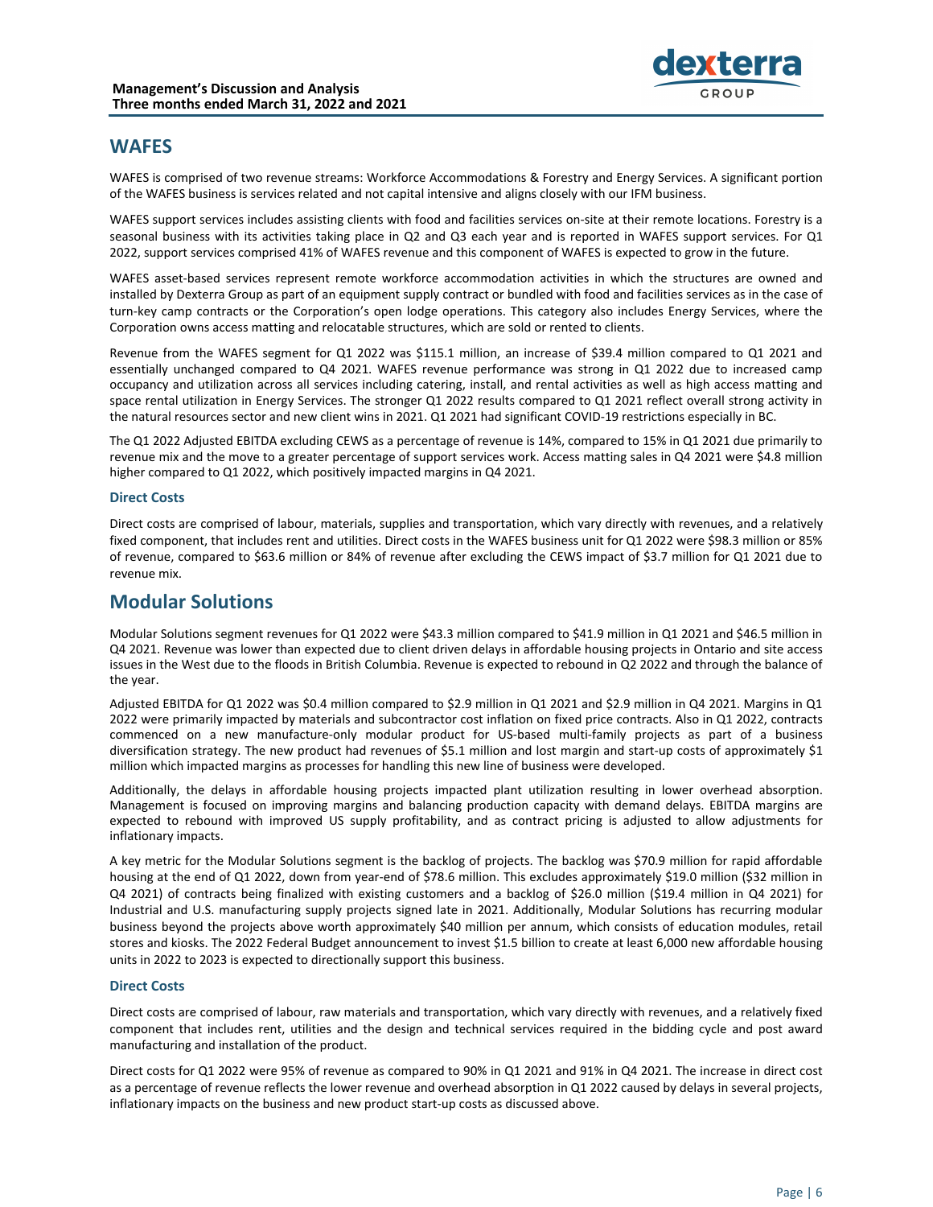## WAFES

WAFES is comprised of two revenue streams: Workforce Accommodations & Forestry and Energy Services. A significant portion of the WAFES business is services related and not capital intensive and aligns closely with our IFM business.

WAFES support services includes assisting clients with food and facilities services on-site at their remote locations. Forestry is a seasonal business with its activities taking place in Q2 and Q3 each year and is reported in WAFES support services. For Q1 2022, support services comprised 41% of WAFES revenue and this component of WAFES is expected to grow in the future.

WAFES asset-based services represent remote workforce accommodation activities in which the structures are owned and installed by Dexterra Group as part of an equipment supply contract or bundled with food and facilities services as in the case of turn-key camp contracts or the Corporation's open lodge operations. This category also includes Energy Services, where the Corporation owns access matting and relocatable structures, which are sold or rented to clients.

Revenue from the WAFES segment for Q1 2022 was $115.1 million, an increase of $39.4 million compared to Q1 2021 and essentially unchanged compared to Q4 2021. WAFES revenue performance was strong in Q1 2022 due to increased camp occupancy and utilization across all services including catering, install, and rental activities as well as high access matting and space rental utilization in Energy Services. The stronger Q1 2022 results compared to Q1 2021 reflect overall strong activity in the natural resources sector and new client wins in 2021. Q1 2021 had significant COVID-19 restrictions especially in BC.

The Q1 2022 Adjusted EBITDA excluding CEWS as a percentage of revenue is 14%, compared to 15% in Q1 2021 due primarily to revenue mix and the move to a greater percentage of support services work. Access matting sales in Q4 2021 were $4.8 million higher compared to Q1 2022, which positively impacted margins in Q4 2021.

### Direct Costs

Direct costs are comprised of labour, materials, supplies and transportation, which vary directly with revenues, and a relatively fixed component, that includes rent and utilities. Direct costs in the WAFES business unit for Q1 2022 were $98.3 million or 85% of revenue, compared to $63.6 million or 84% of revenue after excluding the CEWS impact of $3.7 million for Q1 2021 due to revenue mix.

## Modular Solutions

Modular Solutions segment revenues for Q1 2022 were $43.3 million compared to $41.9 million in Q1 2021 and $46.5 million in Q4 2021. Revenue was lower than expected due to client driven delays in affordable housing projects in Ontario and site access issues in the West due to the floods in British Columbia. Revenue is expected to rebound in Q2 2022 and through the balance of the year.

Adjusted EBITDA for Q1 2022 was $0.4 million compared to $2.9 million in Q1 2021 and $2.9 million in Q4 2021. Margins in Q1 2022 were primarily impacted by materials and subcontractor cost inflation on fixed price contracts. Also in Q1 2022, contracts commenced on a new manufacture-only modular product for US-based multi-family projects as part of a business diversification strategy. The new product had revenues of $5.1 million and lost margin and start-up costs of approximately $1 million which impacted margins as processes for handling this new line of business were developed.

Additionally, the delays in affordable housing projects impacted plant utilization resulting in lower overhead absorption. Management is focused on improving margins and balancing production capacity with demand delays. EBITDA margins are expected to rebound with improved US supply profitability, and as contract pricing is adjusted to allow adjustments for inflationary impacts.

A key metric for the Modular Solutions segment is the backlog of projects. The backlog was $70.9 million for rapid affordable housing at the end of Q1 2022, down from year-end of $78.6 million. This excludes approximately $19.0 million ($32 million in Q4 2021) of contracts being finalized with existing customers and a backlog of $26.0 million ($19.4 million in Q4 2021) for Industrial and U.S. manufacturing supply projects signed late in 2021. Additionally, Modular Solutions has recurring modular business beyond the projects above worth approximately $40 million per annum, which consists of education modules, retail stores and kiosks. The 2022 Federal Budget announcement to invest $1.5 billion to create at least 6,000 new affordable housing units in 2022 to 2023 is expected to directionally support this business.

### Direct Costs

Direct costs are comprised of labour, raw materials and transportation, which vary directly with revenues, and a relatively fixed component that includes rent, utilities and the design and technical services required in the bidding cycle and post award manufacturing and installation of the product.

Direct costs for Q1 2022 were 95% of revenue as compared to 90% in Q1 2021 and 91% in Q4 2021. The increase in direct cost as a percentage of revenue reflects the lower revenue and overhead absorption in Q1 2022 caused by delays in several projects, inflationary impacts on the business and new product start-up costs as discussed above.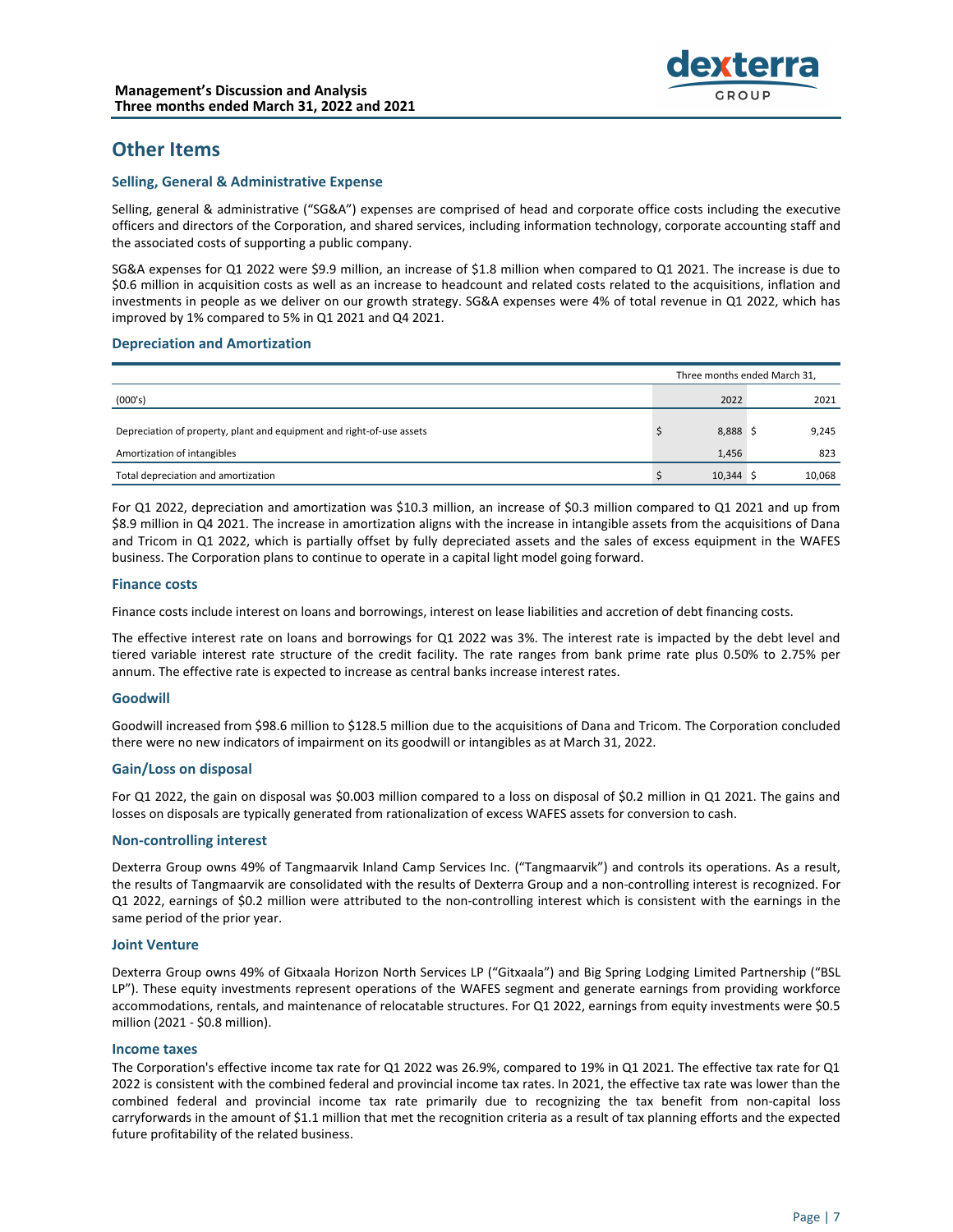## Other Items

### Selling, General & Administrative Expense

Selling, general & administrative ("SG&A") expenses are comprised of head and corporate office costs including the executive officers and directors of the Corporation, and shared services, including information technology, corporate accounting staff and the associated costs of supporting a public company.

SG&A expenses for Q1 2022 were $9.9 million, an increase of $1.8 million when compared to Q1 2021. The increase is due to $0.6 million in acquisition costs as well as an increase to headcount and related costs related to the acquisitions, inflation and investments in people as we deliver on our growth strategy. SG&A expenses were 4% of total revenue in Q1 2022, which has improved by 1% compared to 5% in Q1 2021 and Q4 2021.

### Depreciation and Amortization

| | Three months ended March 31, | |
|---|---|---|
| (000's) | 2022 | 2021 |
| Depreciation of property, plant and equipment and right-of-use assets | $ 8,888 | $ 9,245 |
| Amortization of intangibles | 1,456 | 823 |
| Total depreciation and amortization | $ 10,344 | $ 10,068 |

For Q1 2022, depreciation and amortization was $10.3 million, an increase of $0.3 million compared to Q1 2021 and up from $8.9 million in Q4 2021. The increase in amortization aligns with the increase in intangible assets from the acquisitions of Dana and Tricom in Q1 2022, which is partially offset by fully depreciated assets and the sales of excess equipment in the WAFES business. The Corporation plans to continue to operate in a capital light model going forward.

### Finance costs

Finance costs include interest on loans and borrowings, interest on lease liabilities and accretion of debt financing costs.

The effective interest rate on loans and borrowings for Q1 2022 was 3%. The interest rate is impacted by the debt level and tiered variable interest rate structure of the credit facility. The rate ranges from bank prime rate plus 0.50% to 2.75% per annum. The effective rate is expected to increase as central banks increase interest rates.

### Goodwill

Goodwill increased from $98.6 million to $128.5 million due to the acquisitions of Dana and Tricom. The Corporation concluded there were no new indicators of impairment on its goodwill or intangibles as at March 31, 2022.

### Gain/Loss on disposal

For Q1 2022, the gain on disposal was $0.003 million compared to a loss on disposal of $0.2 million in Q1 2021. The gains and losses on disposals are typically generated from rationalization of excess WAFES assets for conversion to cash.

### Non-controlling interest

Dexterra Group owns 49% of Tangmaarvik Inland Camp Services Inc. ("Tangmaarvik") and controls its operations. As a result, the results of Tangmaarvik are consolidated with the results of Dexterra Group and a non-controlling interest is recognized. For Q1 2022, earnings of $0.2 million were attributed to the non-controlling interest which is consistent with the earnings in the same period of the prior year.

### Joint Venture

Dexterra Group owns 49% of Gitxaala Horizon North Services LP ("Gitxaala") and Big Spring Lodging Limited Partnership ("BSL LP"). These equity investments represent operations of the WAFES segment and generate earnings from providing workforce accommodations, rentals, and maintenance of relocatable structures. For Q1 2022, earnings from equity investments were $0.5 million (2021 - $0.8 million).

### Income taxes

The Corporation's effective income tax rate for Q1 2022 was 26.9%, compared to 19% in Q1 2021. The effective tax rate for Q1 2022 is consistent with the combined federal and provincial income tax rates. In 2021, the effective tax rate was lower than the combined federal and provincial income tax rate primarily due to recognizing the tax benefit from non-capital loss carryforwards in the amount of $1.1 million that met the recognition criteria as a result of tax planning efforts and the expected future profitability of the related business.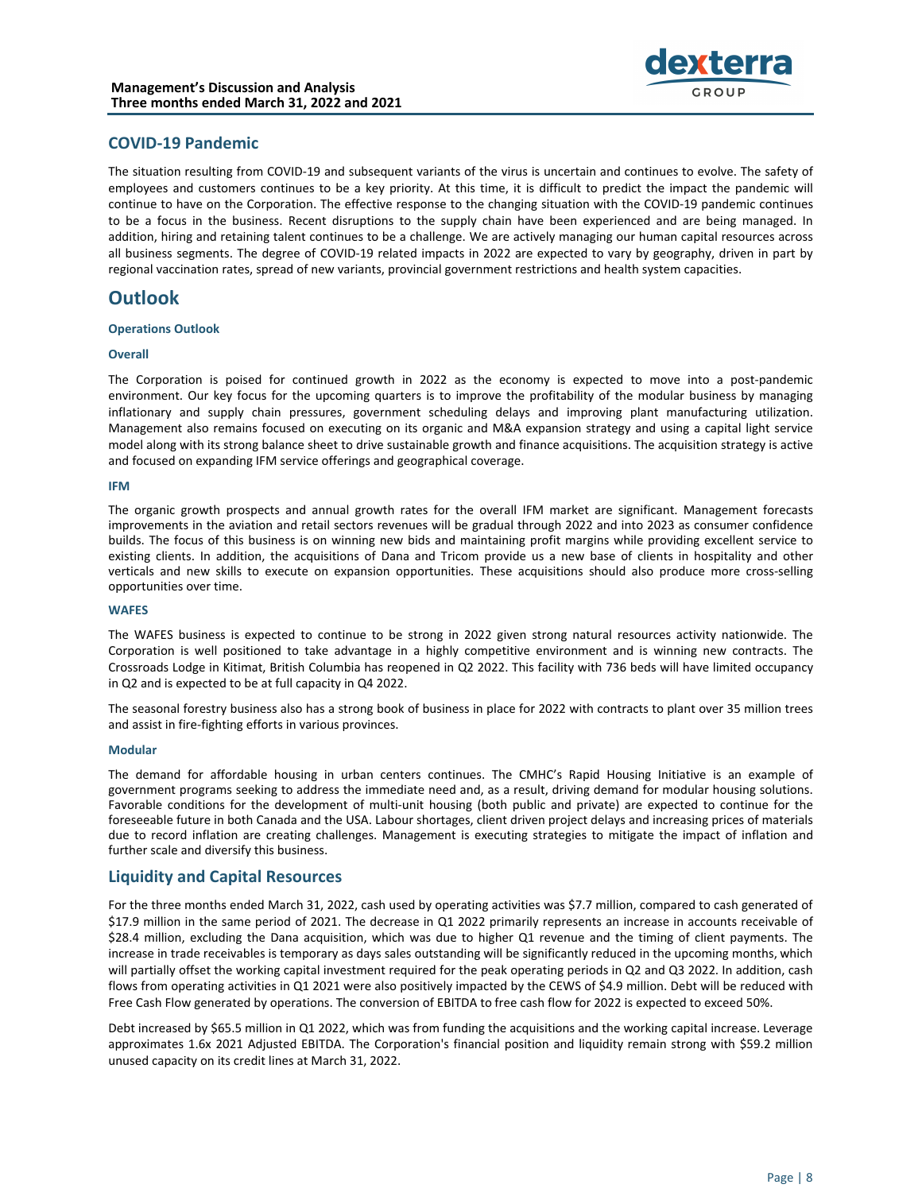## COVID-19 Pandemic

The situation resulting from COVID-19 and subsequent variants of the virus is uncertain and continues to evolve. The safety of employees and customers continues to be a key priority. At this time, it is difficult to predict the impact the pandemic will continue to have on the Corporation. The effective response to the changing situation with the COVID-19 pandemic continues to be a focus in the business. Recent disruptions to the supply chain have been experienced and are being managed. In addition, hiring and retaining talent continues to be a challenge. We are actively managing our human capital resources across all business segments. The degree of COVID-19 related impacts in 2022 are expected to vary by geography, driven in part by regional vaccination rates, spread of new variants, provincial government restrictions and health system capacities.

# Outlook

#### Operations Outlook

#### Overall

The Corporation is poised for continued growth in 2022 as the economy is expected to move into a post-pandemic environment. Our key focus for the upcoming quarters is to improve the profitability of the modular business by managing inflationary and supply chain pressures, government scheduling delays and improving plant manufacturing utilization. Management also remains focused on executing on its organic and M&A expansion strategy and using a capital light service model along with its strong balance sheet to drive sustainable growth and finance acquisitions. The acquisition strategy is active and focused on expanding IFM service offerings and geographical coverage.

#### IFM

The organic growth prospects and annual growth rates for the overall IFM market are significant. Management forecasts improvements in the aviation and retail sectors revenues will be gradual through 2022 and into 2023 as consumer confidence builds. The focus of this business is on winning new bids and maintaining profit margins while providing excellent service to existing clients. In addition, the acquisitions of Dana and Tricom provide us a new base of clients in hospitality and other verticals and new skills to execute on expansion opportunities. These acquisitions should also produce more cross-selling opportunities over time.

#### WAFES

The WAFES business is expected to continue to be strong in 2022 given strong natural resources activity nationwide. The Corporation is well positioned to take advantage in a highly competitive environment and is winning new contracts. The Crossroads Lodge in Kitimat, British Columbia has reopened in Q2 2022. This facility with 736 beds will have limited occupancy in Q2 and is expected to be at full capacity in Q4 2022.

The seasonal forestry business also has a strong book of business in place for 2022 with contracts to plant over 35 million trees and assist in fire-fighting efforts in various provinces.

#### Modular

The demand for affordable housing in urban centers continues. The CMHC's Rapid Housing Initiative is an example of government programs seeking to address the immediate need and, as a result, driving demand for modular housing solutions. Favorable conditions for the development of multi-unit housing (both public and private) are expected to continue for the foreseeable future in both Canada and the USA. Labour shortages, client driven project delays and increasing prices of materials due to record inflation are creating challenges. Management is executing strategies to mitigate the impact of inflation and further scale and diversify this business.

## Liquidity and Capital Resources

For the three months ended March 31, 2022, cash used by operating activities was $7.7 million, compared to cash generated of $17.9 million in the same period of 2021. The decrease in Q1 2022 primarily represents an increase in accounts receivable of $28.4 million, excluding the Dana acquisition, which was due to higher Q1 revenue and the timing of client payments. The increase in trade receivables is temporary as days sales outstanding will be significantly reduced in the upcoming months, which will partially offset the working capital investment required for the peak operating periods in Q2 and Q3 2022. In addition, cash flows from operating activities in Q1 2021 were also positively impacted by the CEWS of $4.9 million. Debt will be reduced with Free Cash Flow generated by operations. The conversion of EBITDA to free cash flow for 2022 is expected to exceed 50%.

Debt increased by $65.5 million in Q1 2022, which was from funding the acquisitions and the working capital increase. Leverage approximates 1.6x 2021 Adjusted EBITDA. The Corporation's financial position and liquidity remain strong with $59.2 million unused capacity on its credit lines at March 31, 2022.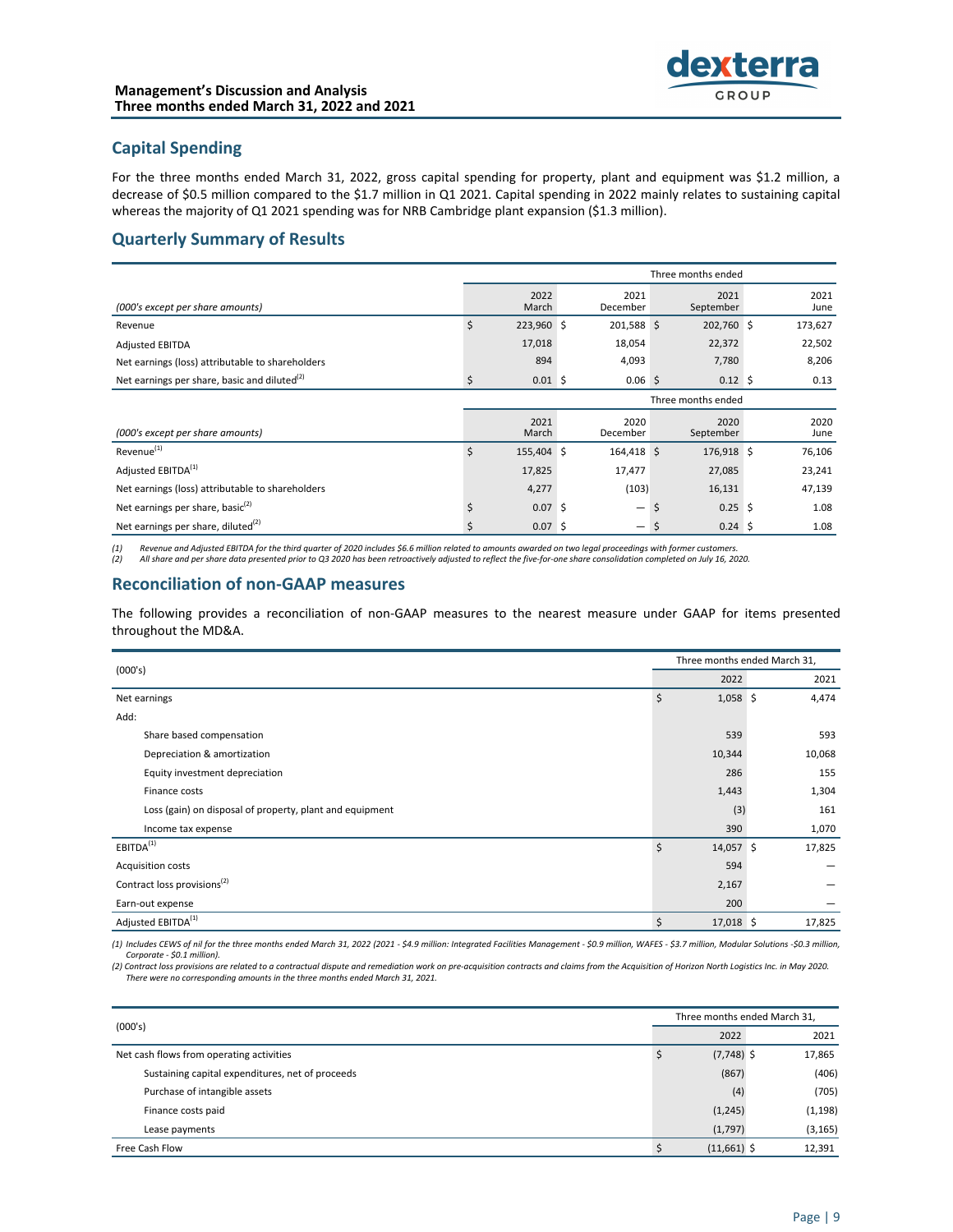## Capital Spending

For the three months ended March 31, 2022, gross capital spending for property, plant and equipment was \$1.2 million, a decrease of \$0.5 million compared to the \$1.7 million in Q1 2021. Capital spending in 2022 mainly relates to sustaining capital whereas the majority of Q1 2021 spending was for NRB Cambridge plant expansion (\$1.3 million).

## Quarterly Summary of Results

| (000's except per share amounts) | Three months ended | | | |
|---|---|---|---|---|
| | 2022 March | 2021 December | 2021 September | 2021 June |
| Revenue | $ 223,960 | $ 201,588 | $ 202,760 | $ 173,627 |
| Adjusted EBITDA | 17,018 | 18,054 | 22,372 | 22,502 |
| Net earnings (loss) attributable to shareholders | 894 | 4,093 | 7,780 | 8,206 |
| Net earnings per share, basic and diluted[2] | $ 0.01 | $ 0.06 | $ 0.12 | $ 0.13 |

| (000's except per share amounts) | Three months ended | | | |
|---|---|---|---|---|
| | 2021 March | 2020 December | 2020 September | 2020 June |
| Revenue[1] | $ 155,404 | $ 164,418 | $ 176,918 | $ 76,106 |
| Adjusted EBITDA[1] | 17,825 | 17,477 | 27,085 | 23,241 |
| Net earnings (loss) attributable to shareholders | 4,277 | (103) | 16,131 | 47,139 |
| Net earnings per share, basic[2] | $ 0.07 | $ — | $ 0.25 | $ 1.08 |
| Net earnings per share, diluted[2] | $ 0.07 | $ — | $ 0.24 | $ 1.08 |

*(1) Revenue and Adjusted EBITDA for the third quarter of 2020 includes \$6.6 million related to amounts awarded on two legal proceedings with former customers.*
*(2) All share and per share data presented prior to Q3 2020 has been retroactively adjusted to reflect the five-for-one share consolidation completed on July 16, 2020.*

## Reconciliation of non-GAAP measures

The following provides a reconciliation of non-GAAP measures to the nearest measure under GAAP for items presented throughout the MD&A.

| (000's) | Three months ended March 31, | |
|---|---|---|
| | 2022 | 2021 |
| Net earnings | $ 1,058 | $ 4,474 |
| Add: | | |
| Share based compensation | 539 | 593 |
| Depreciation & amortization | 10,344 | 10,068 |
| Equity investment depreciation | 286 | 155 |
| Finance costs | 1,443 | 1,304 |
| Loss (gain) on disposal of property, plant and equipment | (3) | 161 |
| Income tax expense | 390 | 1,070 |
| EBITDA[1] | $ 14,057 | $ 17,825 |
| Acquisition costs | 594 | — |
| Contract loss provisions[2] | 2,167 | — |
| Earn-out expense | 200 | — |
| Adjusted EBITDA[1] | $ 17,018 | $ 17,825 |

*(1) Includes CEWS of nil for the three months ended March 31, 2022 (2021 - \$4.9 million: Integrated Facilities Management - \$0.9 million, WAFES - \$3.7 million, Modular Solutions -\$0.3 million, Corporate - \$0.1 million).*
*(2) Contract loss provisions are related to a contractual dispute and remediation work on pre-acquisition contracts and claims from the Acquisition of Horizon North Logistics Inc. in May 2020. There were no corresponding amounts in the three months ended March 31, 2021.*

| (000's) | Three months ended March 31, | |
|---|---|---|
| | 2022 | 2021 |
| Net cash flows from operating activities | $ (7,748) | $ 17,865 |
| Sustaining capital expenditures, net of proceeds | (867) | (406) |
| Purchase of intangible assets | (4) | (705) |
| Finance costs paid | (1,245) | (1,198) |
| Lease payments | (1,797) | (3,165) |
| Free Cash Flow | $ (11,661) | $ 12,391 |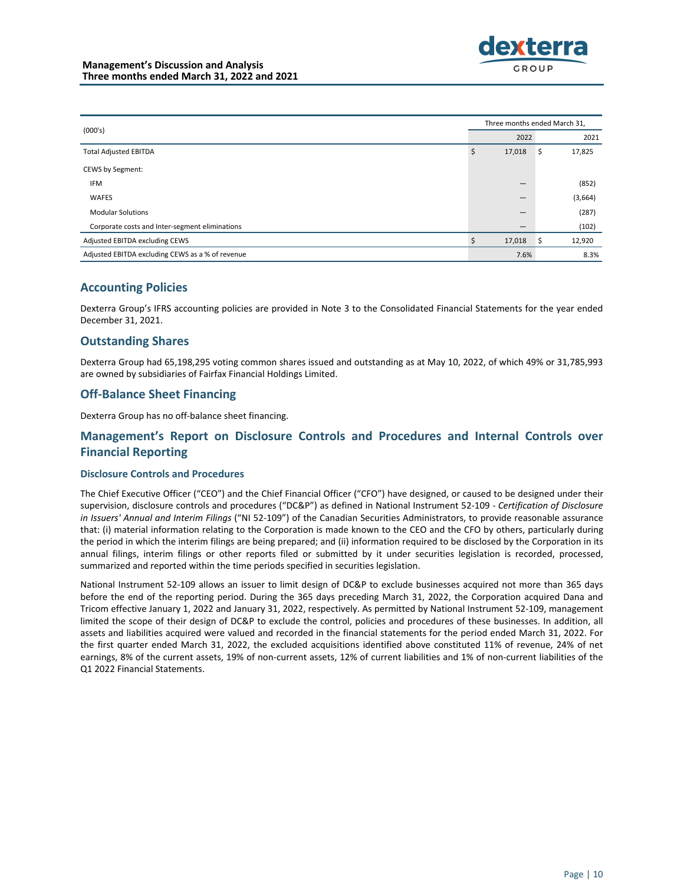| (000's) | Three months ended March 31, | |
|---|---|---|
| | 2022 | 2021 |
| Total Adjusted EBITDA | $ 17,018 | $ 17,825 |
| CEWS by Segment: | | |
| IFM | — | (852) |
| WAFES | — | (3,664) |
| Modular Solutions | — | (287) |
| Corporate costs and Inter-segment eliminations | — | (102) |
| Adjusted EBITDA excluding CEWS | $ 17,018 | $ 12,920 |
| Adjusted EBITDA excluding CEWS as a % of revenue | 7.6% | 8.3% |

## Accounting Policies

Dexterra Group's IFRS accounting policies are provided in Note 3 to the Consolidated Financial Statements for the year ended December 31, 2021.

## Outstanding Shares

Dexterra Group had 65,198,295 voting common shares issued and outstanding as at May 10, 2022, of which 49% or 31,785,993 are owned by subsidiaries of Fairfax Financial Holdings Limited.

## Off-Balance Sheet Financing

Dexterra Group has no off-balance sheet financing.

## Management's Report on Disclosure Controls and Procedures and Internal Controls over Financial Reporting

### Disclosure Controls and Procedures

The Chief Executive Officer ("CEO") and the Chief Financial Officer ("CFO") have designed, or caused to be designed under their supervision, disclosure controls and procedures ("DC&P") as defined in National Instrument 52-109 - *Certification of Disclosure in Issuers' Annual and Interim Filings* ("NI 52-109") of the Canadian Securities Administrators, to provide reasonable assurance that: (i) material information relating to the Corporation is made known to the CEO and the CFO by others, particularly during the period in which the interim filings are being prepared; and (ii) information required to be disclosed by the Corporation in its annual filings, interim filings or other reports filed or submitted by it under securities legislation is recorded, processed, summarized and reported within the time periods specified in securities legislation.

National Instrument 52-109 allows an issuer to limit design of DC&P to exclude businesses acquired not more than 365 days before the end of the reporting period. During the 365 days preceding March 31, 2022, the Corporation acquired Dana and Tricom effective January 1, 2022 and January 31, 2022, respectively. As permitted by National Instrument 52-109, management limited the scope of their design of DC&P to exclude the control, policies and procedures of these businesses. In addition, all assets and liabilities acquired were valued and recorded in the financial statements for the period ended March 31, 2022. For the first quarter ended March 31, 2022, the excluded acquisitions identified above constituted 11% of revenue, 24% of net earnings, 8% of the current assets, 19% of non-current assets, 12% of current liabilities and 1% of non-current liabilities of the Q1 2022 Financial Statements.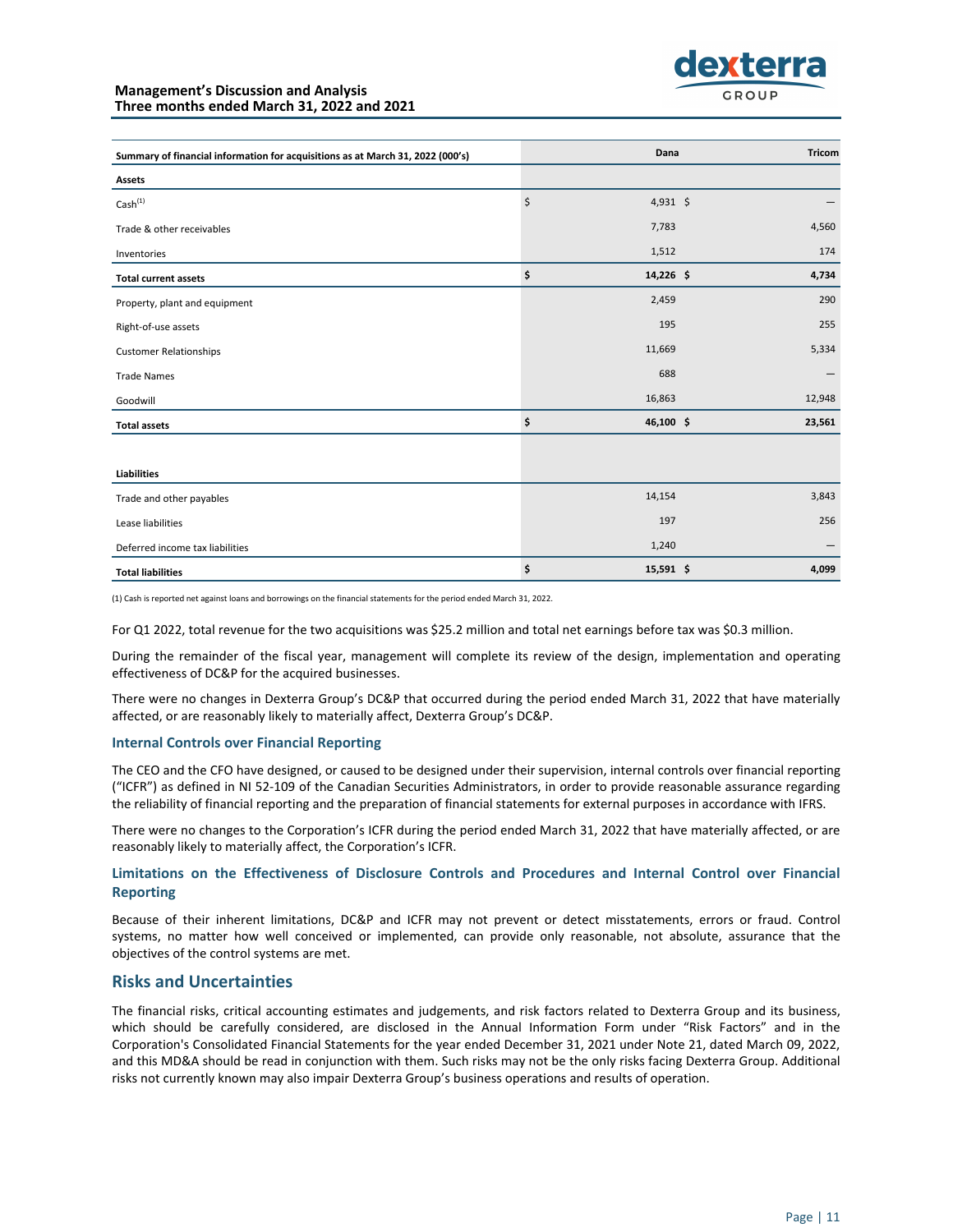| Summary of financial information for acquisitions as at March 31, 2022 (000's) | Dana | Tricom |
|---|---|---|
| **Assets** | | |
| Cash[(1)] | $ 4,931 | $ — |
| Trade & other receivables | 7,783 | 4,560 |
| Inventories | 1,512 | 174 |
| **Total current assets** | **$ 14,226** | **$ 4,734** |
| Property, plant and equipment | 2,459 | 290 |
| Right-of-use assets | 195 | 255 |
| Customer Relationships | 11,669 | 5,334 |
| Trade Names | 688 | — |
| Goodwill | 16,863 | 12,948 |
| **Total assets** | **$ 46,100** | **$ 23,561** |
| | | |
| **Liabilities** | | |
| Trade and other payables | 14,154 | 3,843 |
| Lease liabilities | 197 | 256 |
| Deferred income tax liabilities | 1,240 | — |
| **Total liabilities** | **$ 15,591** | **$ 4,099** |

(1) Cash is reported net against loans and borrowings on the financial statements for the period ended March 31, 2022.

For Q1 2022, total revenue for the two acquisitions was $25.2 million and total net earnings before tax was $0.3 million.

During the remainder of the fiscal year, management will complete its review of the design, implementation and operating effectiveness of DC&P for the acquired businesses.

There were no changes in Dexterra Group's DC&P that occurred during the period ended March 31, 2022 that have materially affected, or are reasonably likely to materially affect, Dexterra Group's DC&P.

### Internal Controls over Financial Reporting

The CEO and the CFO have designed, or caused to be designed under their supervision, internal controls over financial reporting ("ICFR") as defined in NI 52-109 of the Canadian Securities Administrators, in order to provide reasonable assurance regarding the reliability of financial reporting and the preparation of financial statements for external purposes in accordance with IFRS.

There were no changes to the Corporation's ICFR during the period ended March 31, 2022 that have materially affected, or are reasonably likely to materially affect, the Corporation's ICFR.

### Limitations on the Effectiveness of Disclosure Controls and Procedures and Internal Control over Financial Reporting

Because of their inherent limitations, DC&P and ICFR may not prevent or detect misstatements, errors or fraud. Control systems, no matter how well conceived or implemented, can provide only reasonable, not absolute, assurance that the objectives of the control systems are met.

## Risks and Uncertainties

The financial risks, critical accounting estimates and judgements, and risk factors related to Dexterra Group and its business, which should be carefully considered, are disclosed in the Annual Information Form under "Risk Factors" and in the Corporation's Consolidated Financial Statements for the year ended December 31, 2021 under Note 21, dated March 09, 2022, and this MD&A should be read in conjunction with them. Such risks may not be the only risks facing Dexterra Group. Additional risks not currently known may also impair Dexterra Group's business operations and results of operation.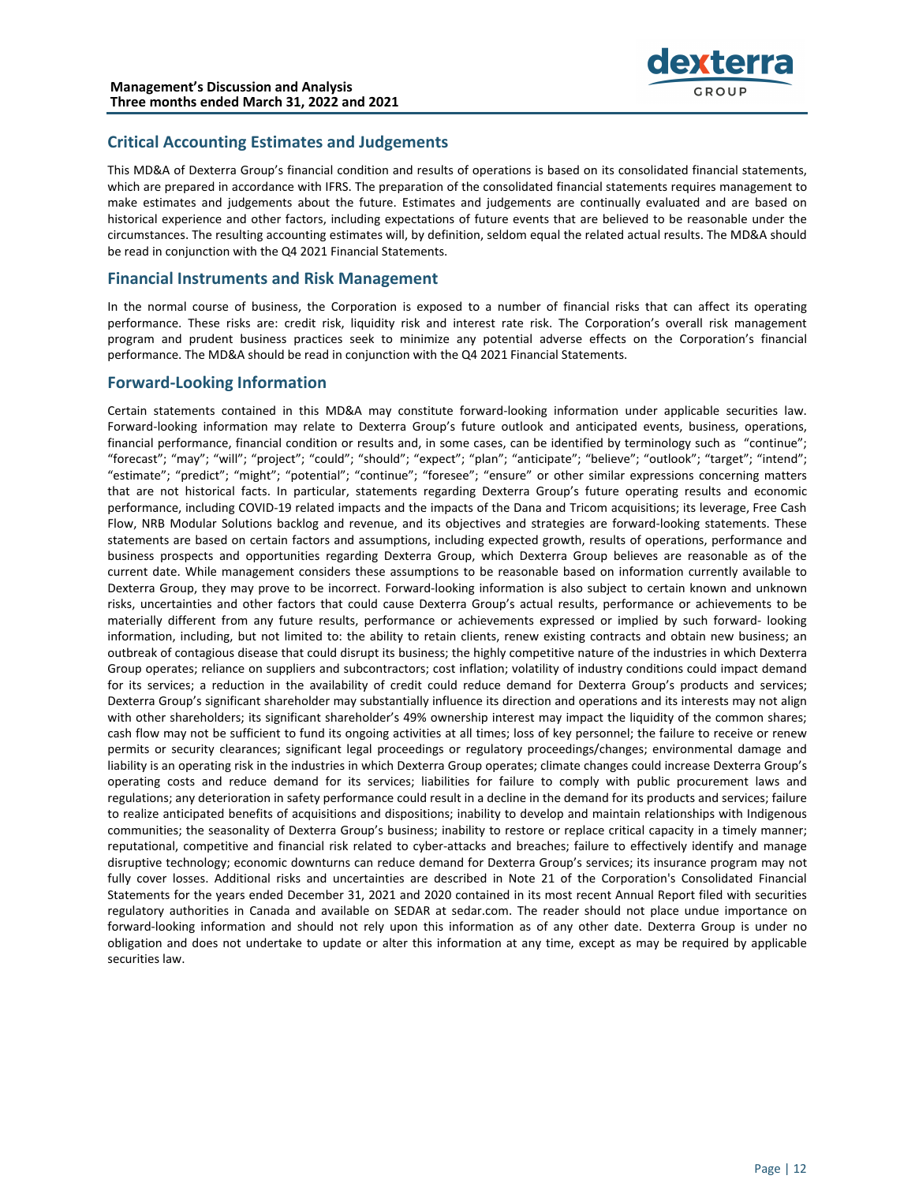## Critical Accounting Estimates and Judgements

This MD&A of Dexterra Group's financial condition and results of operations is based on its consolidated financial statements, which are prepared in accordance with IFRS. The preparation of the consolidated financial statements requires management to make estimates and judgements about the future. Estimates and judgements are continually evaluated and are based on historical experience and other factors, including expectations of future events that are believed to be reasonable under the circumstances. The resulting accounting estimates will, by definition, seldom equal the related actual results. The MD&A should be read in conjunction with the Q4 2021 Financial Statements.

## Financial Instruments and Risk Management

In the normal course of business, the Corporation is exposed to a number of financial risks that can affect its operating performance. These risks are: credit risk, liquidity risk and interest rate risk. The Corporation's overall risk management program and prudent business practices seek to minimize any potential adverse effects on the Corporation's financial performance. The MD&A should be read in conjunction with the Q4 2021 Financial Statements.

## Forward-Looking Information

Certain statements contained in this MD&A may constitute forward-looking information under applicable securities law. Forward-looking information may relate to Dexterra Group's future outlook and anticipated events, business, operations, financial performance, financial condition or results and, in some cases, can be identified by terminology such as "continue"; "forecast"; "may"; "will"; "project"; "could"; "should"; "expect"; "plan"; "anticipate"; "believe"; "outlook"; "target"; "intend"; "estimate"; "predict"; "might"; "potential"; "continue"; "foresee"; "ensure" or other similar expressions concerning matters that are not historical facts. In particular, statements regarding Dexterra Group's future operating results and economic performance, including COVID-19 related impacts and the impacts of the Dana and Tricom acquisitions; its leverage, Free Cash Flow, NRB Modular Solutions backlog and revenue, and its objectives and strategies are forward-looking statements. These statements are based on certain factors and assumptions, including expected growth, results of operations, performance and business prospects and opportunities regarding Dexterra Group, which Dexterra Group believes are reasonable as of the current date. While management considers these assumptions to be reasonable based on information currently available to Dexterra Group, they may prove to be incorrect. Forward-looking information is also subject to certain known and unknown risks, uncertainties and other factors that could cause Dexterra Group's actual results, performance or achievements to be materially different from any future results, performance or achievements expressed or implied by such forward- looking information, including, but not limited to: the ability to retain clients, renew existing contracts and obtain new business; an outbreak of contagious disease that could disrupt its business; the highly competitive nature of the industries in which Dexterra Group operates; reliance on suppliers and subcontractors; cost inflation; volatility of industry conditions could impact demand for its services; a reduction in the availability of credit could reduce demand for Dexterra Group's products and services; Dexterra Group's significant shareholder may substantially influence its direction and operations and its interests may not align with other shareholders; its significant shareholder's 49% ownership interest may impact the liquidity of the common shares; cash flow may not be sufficient to fund its ongoing activities at all times; loss of key personnel; the failure to receive or renew permits or security clearances; significant legal proceedings or regulatory proceedings/changes; environmental damage and liability is an operating risk in the industries in which Dexterra Group operates; climate changes could increase Dexterra Group's operating costs and reduce demand for its services; liabilities for failure to comply with public procurement laws and regulations; any deterioration in safety performance could result in a decline in the demand for its products and services; failure to realize anticipated benefits of acquisitions and dispositions; inability to develop and maintain relationships with Indigenous communities; the seasonality of Dexterra Group's business; inability to restore or replace critical capacity in a timely manner; reputational, competitive and financial risk related to cyber-attacks and breaches; failure to effectively identify and manage disruptive technology; economic downturns can reduce demand for Dexterra Group's services; its insurance program may not fully cover losses. Additional risks and uncertainties are described in Note 21 of the Corporation's Consolidated Financial Statements for the years ended December 31, 2021 and 2020 contained in its most recent Annual Report filed with securities regulatory authorities in Canada and available on SEDAR at sedar.com. The reader should not place undue importance on forward-looking information and should not rely upon this information as of any other date. Dexterra Group is under no obligation and does not undertake to update or alter this information at any time, except as may be required by applicable securities law.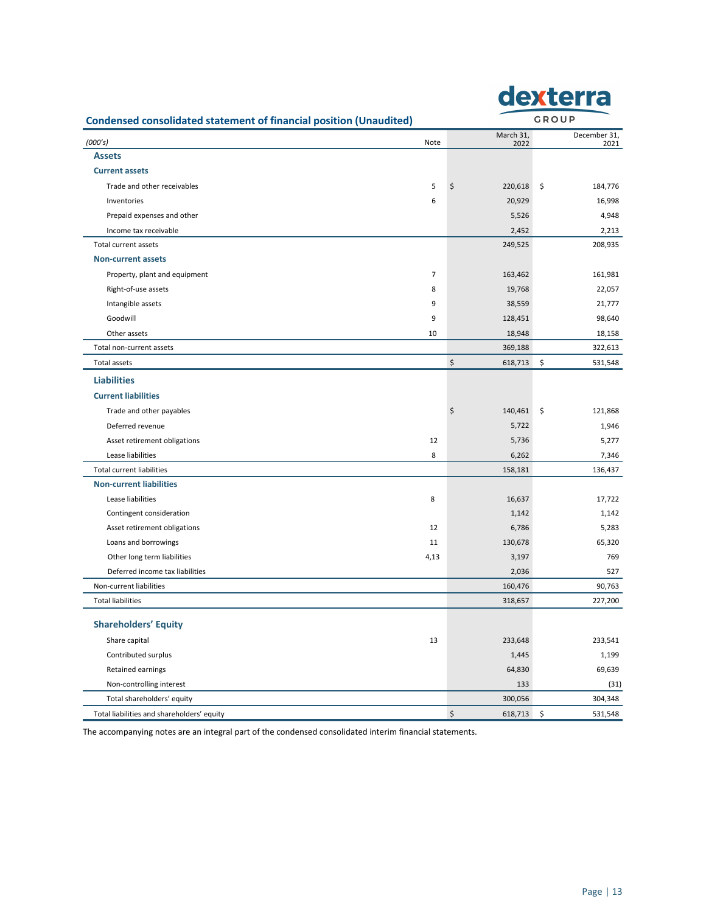## Condensed consolidated statement of financial position (Unaudited)

| (000's) | Note | March 31, 2022 | December 31, 2021 |
|---|---|---|---|
| **Assets** | | | |
| **Current assets** | | | |
| Trade and other receivables | 5 | $ 220,618 | $ 184,776 |
| Inventories | 6 | 20,929 | 16,998 |
| Prepaid expenses and other | | 5,526 | 4,948 |
| Income tax receivable | | 2,452 | 2,213 |
| Total current assets | | 249,525 | 208,935 |
| **Non-current assets** | | | |
| Property, plant and equipment | 7 | 163,462 | 161,981 |
| Right-of-use assets | 8 | 19,768 | 22,057 |
| Intangible assets | 9 | 38,559 | 21,777 |
| Goodwill | 9 | 128,451 | 98,640 |
| Other assets | 10 | 18,948 | 18,158 |
| Total non-current assets | | 369,188 | 322,613 |
| Total assets | | $ 618,713 | $ 531,548 |
| **Liabilities** | | | |
| **Current liabilities** | | | |
| Trade and other payables | | $ 140,461 | $ 121,868 |
| Deferred revenue | | 5,722 | 1,946 |
| Asset retirement obligations | 12 | 5,736 | 5,277 |
| Lease liabilities | 8 | 6,262 | 7,346 |
| Total current liabilities | | 158,181 | 136,437 |
| **Non-current liabilities** | | | |
| Lease liabilities | 8 | 16,637 | 17,722 |
| Contingent consideration | | 1,142 | 1,142 |
| Asset retirement obligations | 12 | 6,786 | 5,283 |
| Loans and borrowings | 11 | 130,678 | 65,320 |
| Other long term liabilities | 4,13 | 3,197 | 769 |
| Deferred income tax liabilities | | 2,036 | 527 |
| Non-current liabilities | | 160,476 | 90,763 |
| Total liabilities | | 318,657 | 227,200 |
| **Shareholders' Equity** | | | |
| Share capital | 13 | 233,648 | 233,541 |
| Contributed surplus | | 1,445 | 1,199 |
| Retained earnings | | 64,830 | 69,639 |
| Non-controlling interest | | 133 | (31) |
| Total shareholders' equity | | 300,056 | 304,348 |
| Total liabilities and shareholders' equity | | $ 618,713 | $ 531,548 |

The accompanying notes are an integral part of the condensed consolidated interim financial statements.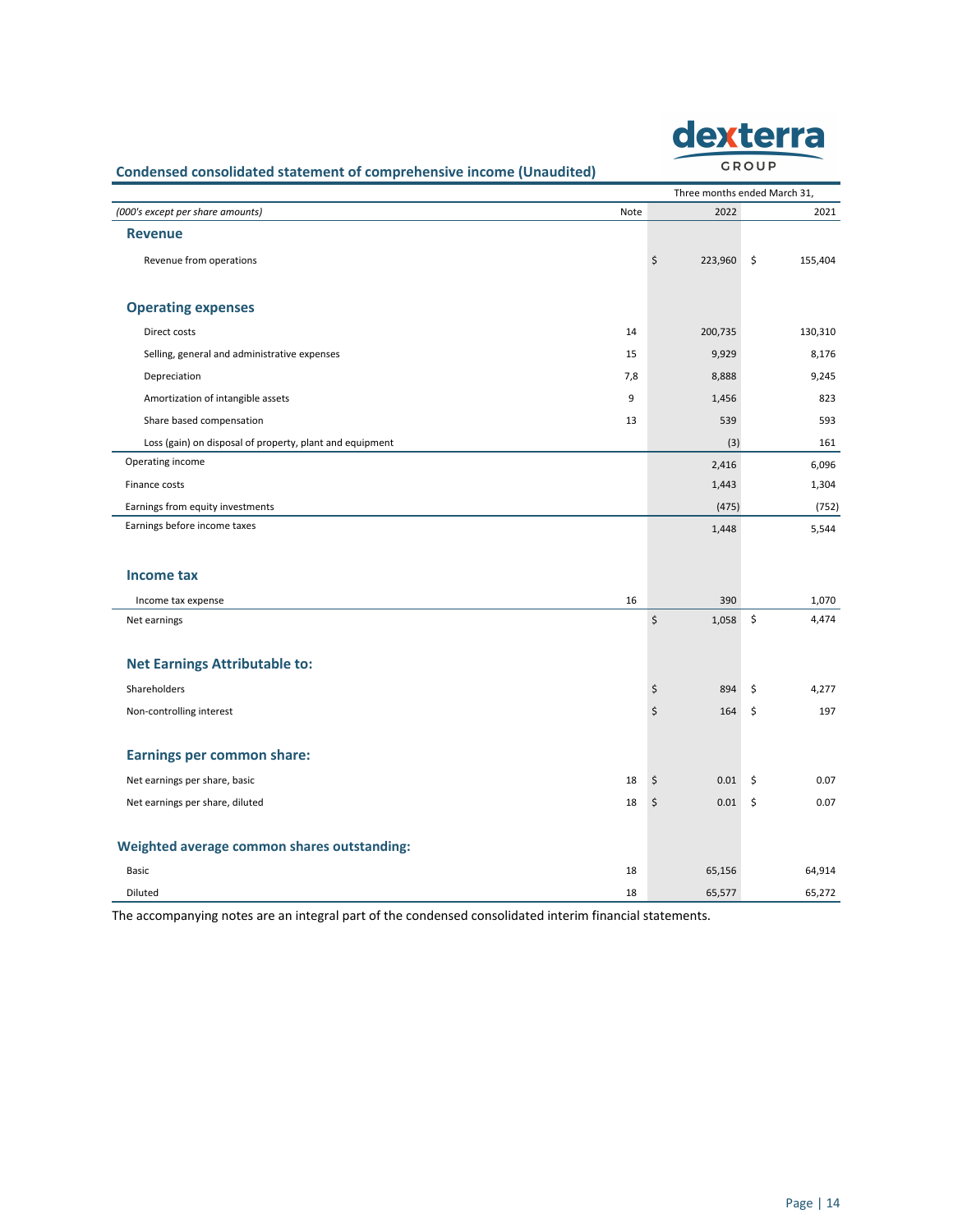## Condensed consolidated statement of comprehensive income (Unaudited)

| *(000's except per share amounts)* | Note | Three months ended March 31, 2022 | 2021 |
|---|---|---|---|
| **Revenue** | | | |
| Revenue from operations | | $ 223,960 | $ 155,404 |
| **Operating expenses** | | | |
| Direct costs | 14 | 200,735 | 130,310 |
| Selling, general and administrative expenses | 15 | 9,929 | 8,176 |
| Depreciation | 7,8 | 8,888 | 9,245 |
| Amortization of intangible assets | 9 | 1,456 | 823 |
| Share based compensation | 13 | 539 | 593 |
| Loss (gain) on disposal of property, plant and equipment | | (3) | 161 |
| Operating income | | 2,416 | 6,096 |
| Finance costs | | 1,443 | 1,304 |
| Earnings from equity investments | | (475) | (752) |
| Earnings before income taxes | | 1,448 | 5,544 |
| **Income tax** | | | |
| Income tax expense | 16 | 390 | 1,070 |
| Net earnings | | $ 1,058 | $ 4,474 |
| **Net Earnings Attributable to:** | | | |
| Shareholders | | $ 894 | $ 4,277 |
| Non-controlling interest | | $ 164 | $ 197 |
| **Earnings per common share:** | | | |
| Net earnings per share, basic | 18 | $ 0.01 | $ 0.07 |
| Net earnings per share, diluted | 18 | $ 0.01 | $ 0.07 |
| **Weighted average common shares outstanding:** | | | |
| Basic | 18 | 65,156 | 64,914 |
| Diluted | 18 | 65,577 | 65,272 |

The accompanying notes are an integral part of the condensed consolidated interim financial statements.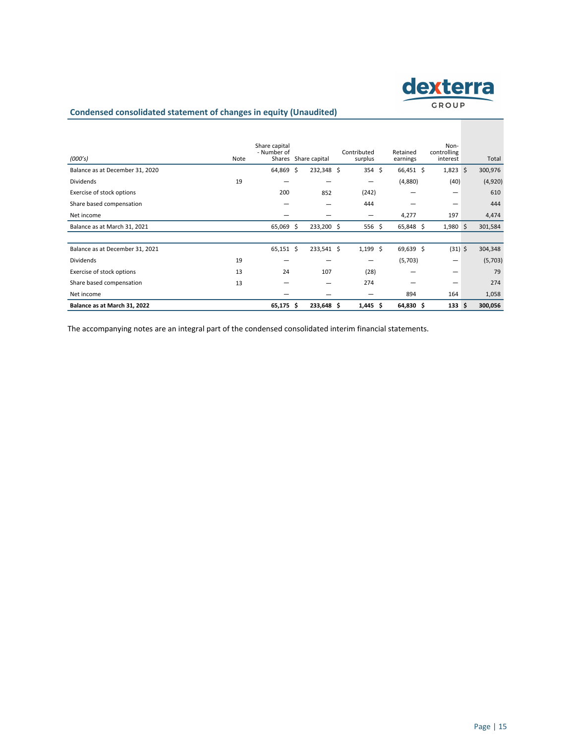## Condensed consolidated statement of changes in equity (Unaudited)

| *(000's)* | Note | Share capital - Number of Shares | Share capital | Contributed surplus | Retained earnings | Non-controlling interest | Total |
|---|---|---|---|---|---|---|---|
| Balance as at December 31, 2020 | | 64,869 | $ 232,348 | $ 354 | $ 66,451 | $ 1,823 | $ 300,976 |
| Dividends | 19 | — | — | — | (4,880) | (40) | (4,920) |
| Exercise of stock options | | 200 | 852 | (242) | — | — | 610 |
| Share based compensation | | — | — | 444 | — | — | 444 |
| Net income | | — | — | — | 4,277 | 197 | 4,474 |
| Balance as at March 31, 2021 | | 65,069 | $ 233,200 | $ 556 | $ 65,848 | $ 1,980 | $ 301,584 |
| | | | | | | | |
| Balance as at December 31, 2021 | | 65,151 | $ 233,541 | $ 1,199 | $ 69,639 | $ (31) | $ 304,348 |
| Dividends | 19 | — | — | — | (5,703) | — | (5,703) |
| Exercise of stock options | 13 | 24 | 107 | (28) | — | — | 79 |
| Share based compensation | 13 | — | — | 274 | — | — | 274 |
| Net income | | — | — | — | 894 | 164 | 1,058 |
| **Balance as at March 31, 2022** | | **65,175** | **$ 233,648** | **$ 1,445** | **$ 64,830** | **$ 133** | **$ 300,056** |

The accompanying notes are an integral part of the condensed consolidated interim financial statements.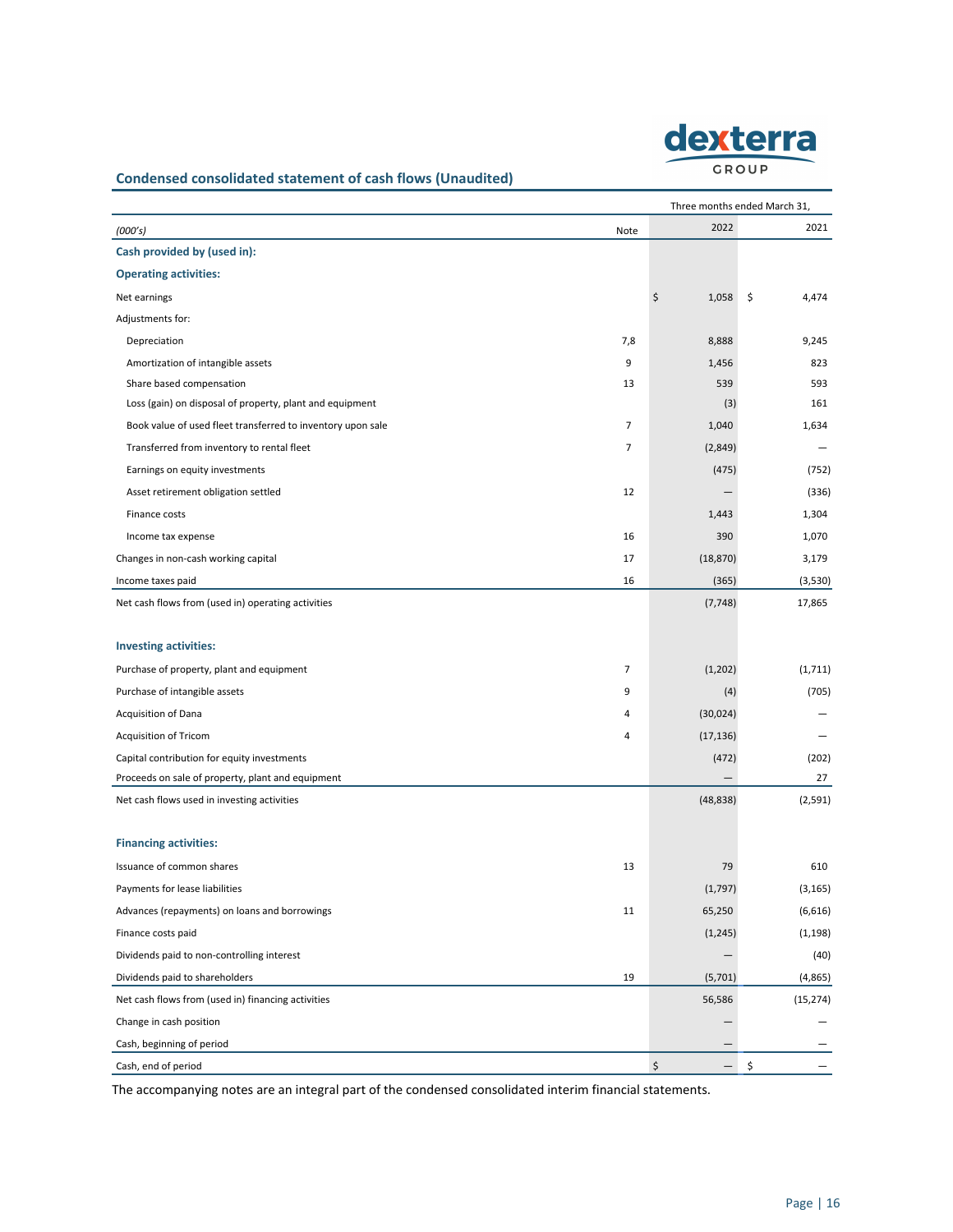## Condensed consolidated statement of cash flows (Unaudited)

| | | Three months ended March 31, | |
|---|---|---|---|
| *(000's)* | Note | 2022 | 2021 |
| **Cash provided by (used in):** | | | |
| **Operating activities:** | | | |
| Net earnings | | $ 1,058 | $ 4,474 |
| Adjustments for: | | | |
| Depreciation | 7,8 | 8,888 | 9,245 |
| Amortization of intangible assets | 9 | 1,456 | 823 |
| Share based compensation | 13 | 539 | 593 |
| Loss (gain) on disposal of property, plant and equipment | | (3) | 161 |
| Book value of used fleet transferred to inventory upon sale | 7 | 1,040 | 1,634 |
| Transferred from inventory to rental fleet | 7 | (2,849) | — |
| Earnings on equity investments | | (475) | (752) |
| Asset retirement obligation settled | 12 | — | (336) |
| Finance costs | | 1,443 | 1,304 |
| Income tax expense | 16 | 390 | 1,070 |
| Changes in non-cash working capital | 17 | (18,870) | 3,179 |
| Income taxes paid | 16 | (365) | (3,530) |
| Net cash flows from (used in) operating activities | | (7,748) | 17,865 |
| **Investing activities:** | | | |
| Purchase of property, plant and equipment | 7 | (1,202) | (1,711) |
| Purchase of intangible assets | 9 | (4) | (705) |
| Acquisition of Dana | 4 | (30,024) | — |
| Acquisition of Tricom | 4 | (17,136) | — |
| Capital contribution for equity investments | | (472) | (202) |
| Proceeds on sale of property, plant and equipment | | — | 27 |
| Net cash flows used in investing activities | | (48,838) | (2,591) |
| **Financing activities:** | | | |
| Issuance of common shares | 13 | 79 | 610 |
| Payments for lease liabilities | | (1,797) | (3,165) |
| Advances (repayments) on loans and borrowings | 11 | 65,250 | (6,616) |
| Finance costs paid | | (1,245) | (1,198) |
| Dividends paid to non-controlling interest | | — | (40) |
| Dividends paid to shareholders | 19 | (5,701) | (4,865) |
| Net cash flows from (used in) financing activities | | 56,586 | (15,274) |
| Change in cash position | | — | — |
| Cash, beginning of period | | — | — |
| Cash, end of period | | $ — | $ — |

The accompanying notes are an integral part of the condensed consolidated interim financial statements.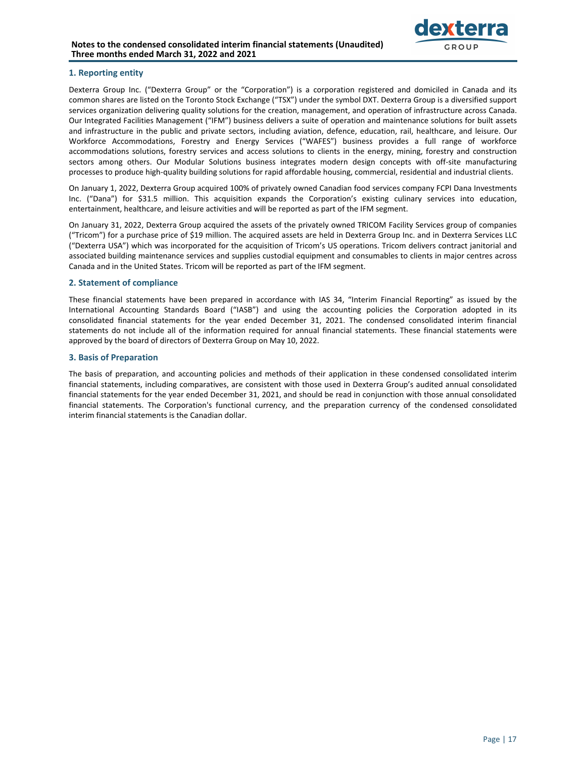## 1. Reporting entity

Dexterra Group Inc. ("Dexterra Group" or the "Corporation") is a corporation registered and domiciled in Canada and its common shares are listed on the Toronto Stock Exchange ("TSX") under the symbol DXT. Dexterra Group is a diversified support services organization delivering quality solutions for the creation, management, and operation of infrastructure across Canada. Our Integrated Facilities Management ("IFM") business delivers a suite of operation and maintenance solutions for built assets and infrastructure in the public and private sectors, including aviation, defence, education, rail, healthcare, and leisure. Our Workforce Accommodations, Forestry and Energy Services ("WAFES") business provides a full range of workforce accommodations solutions, forestry services and access solutions to clients in the energy, mining, forestry and construction sectors among others. Our Modular Solutions business integrates modern design concepts with off-site manufacturing processes to produce high-quality building solutions for rapid affordable housing, commercial, residential and industrial clients.

On January 1, 2022, Dexterra Group acquired 100% of privately owned Canadian food services company FCPI Dana Investments Inc. ("Dana") for $31.5 million. This acquisition expands the Corporation's existing culinary services into education, entertainment, healthcare, and leisure activities and will be reported as part of the IFM segment.

On January 31, 2022, Dexterra Group acquired the assets of the privately owned TRICOM Facility Services group of companies ("Tricom") for a purchase price of $19 million. The acquired assets are held in Dexterra Group Inc. and in Dexterra Services LLC ("Dexterra USA") which was incorporated for the acquisition of Tricom's US operations. Tricom delivers contract janitorial and associated building maintenance services and supplies custodial equipment and consumables to clients in major centres across Canada and in the United States. Tricom will be reported as part of the IFM segment.

## 2. Statement of compliance

These financial statements have been prepared in accordance with IAS 34, "Interim Financial Reporting" as issued by the International Accounting Standards Board ("IASB") and using the accounting policies the Corporation adopted in its consolidated financial statements for the year ended December 31, 2021. The condensed consolidated interim financial statements do not include all of the information required for annual financial statements. These financial statements were approved by the board of directors of Dexterra Group on May 10, 2022.

## 3. Basis of Preparation

The basis of preparation, and accounting policies and methods of their application in these condensed consolidated interim financial statements, including comparatives, are consistent with those used in Dexterra Group's audited annual consolidated financial statements for the year ended December 31, 2021, and should be read in conjunction with those annual consolidated financial statements. The Corporation's functional currency, and the preparation currency of the condensed consolidated interim financial statements is the Canadian dollar.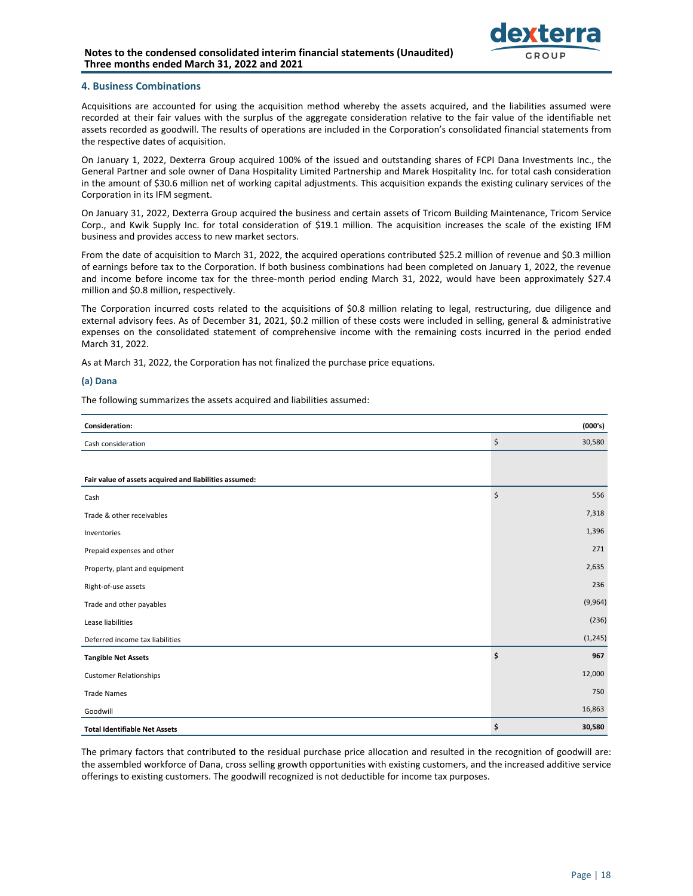## 4. Business Combinations

Acquisitions are accounted for using the acquisition method whereby the assets acquired, and the liabilities assumed were recorded at their fair values with the surplus of the aggregate consideration relative to the fair value of the identifiable net assets recorded as goodwill. The results of operations are included in the Corporation's consolidated financial statements from the respective dates of acquisition.

On January 1, 2022, Dexterra Group acquired 100% of the issued and outstanding shares of FCPI Dana Investments Inc., the General Partner and sole owner of Dana Hospitality Limited Partnership and Marek Hospitality Inc. for total cash consideration in the amount of $30.6 million net of working capital adjustments. This acquisition expands the existing culinary services of the Corporation in its IFM segment.

On January 31, 2022, Dexterra Group acquired the business and certain assets of Tricom Building Maintenance, Tricom Service Corp., and Kwik Supply Inc. for total consideration of $19.1 million. The acquisition increases the scale of the existing IFM business and provides access to new market sectors.

From the date of acquisition to March 31, 2022, the acquired operations contributed $25.2 million of revenue and $0.3 million of earnings before tax to the Corporation. If both business combinations had been completed on January 1, 2022, the revenue and income before income tax for the three-month period ending March 31, 2022, would have been approximately $27.4 million and $0.8 million, respectively.

The Corporation incurred costs related to the acquisitions of $0.8 million relating to legal, restructuring, due diligence and external advisory fees. As of December 31, 2021, $0.2 million of these costs were included in selling, general & administrative expenses on the consolidated statement of comprehensive income with the remaining costs incurred in the period ended March 31, 2022.

As at March 31, 2022, the Corporation has not finalized the purchase price equations.

### (a) Dana

The following summarizes the assets acquired and liabilities assumed:

| **Consideration:** | | **(000's)** |
|---|---|---|
| Cash consideration | $ | 30,580 |
| | | |
| **Fair value of assets acquired and liabilities assumed:** | | |
| Cash | $ | 556 |
| Trade & other receivables | | 7,318 |
| Inventories | | 1,396 |
| Prepaid expenses and other | | 271 |
| Property, plant and equipment | | 2,635 |
| Right-of-use assets | | 236 |
| Trade and other payables | | (9,964) |
| Lease liabilities | | (236) |
| Deferred income tax liabilities | | (1,245) |
| **Tangible Net Assets** | **$** | **967** |
| Customer Relationships | | 12,000 |
| Trade Names | | 750 |
| Goodwill | | 16,863 |
| **Total Identifiable Net Assets** | **$** | **30,580** |

The primary factors that contributed to the residual purchase price allocation and resulted in the recognition of goodwill are: the assembled workforce of Dana, cross selling growth opportunities with existing customers, and the increased additive service offerings to existing customers. The goodwill recognized is not deductible for income tax purposes.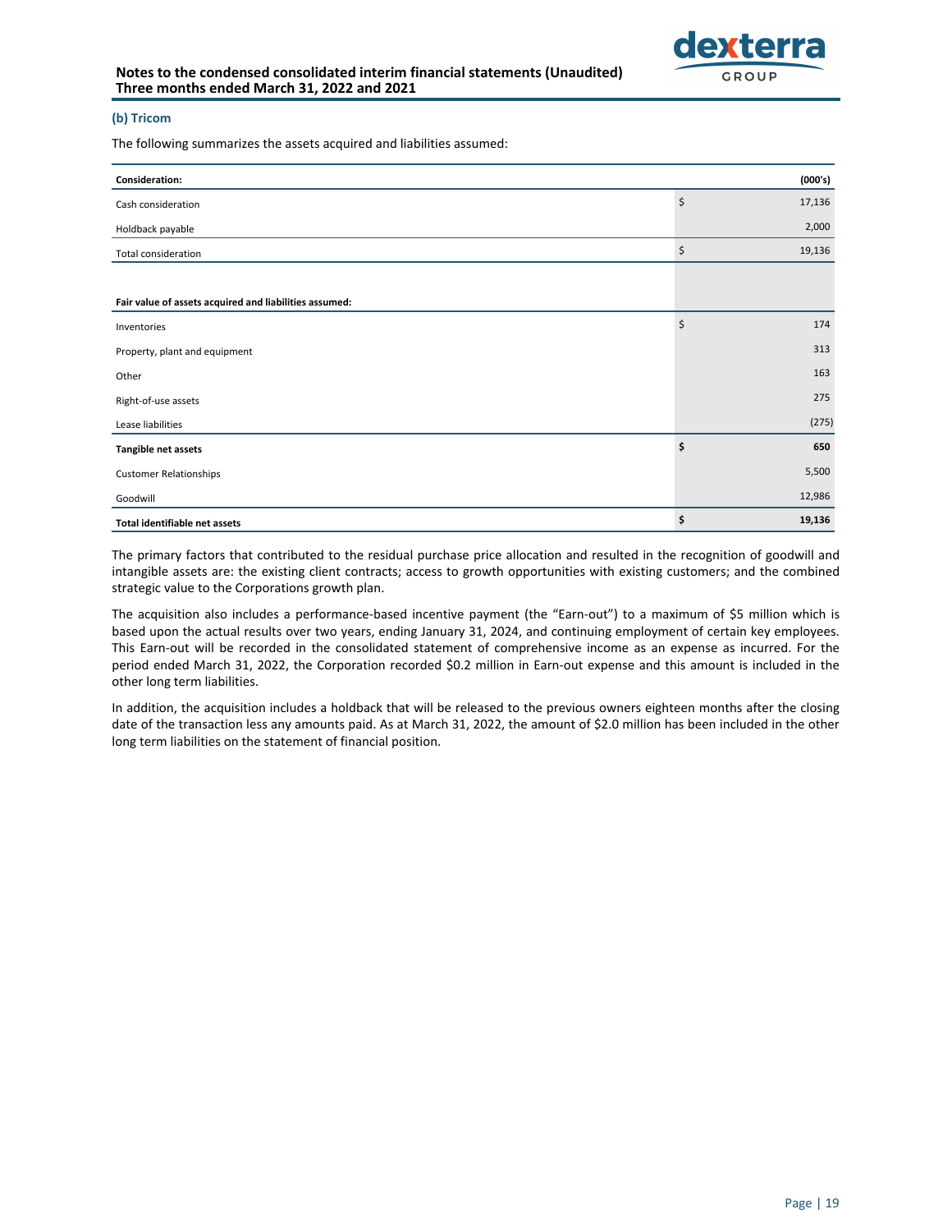### (b) Tricom

The following summarizes the assets acquired and liabilities assumed:

| **Consideration:** | | **(000's)** |
|---|---|---|
| Cash consideration | $ | 17,136 |
| Holdback payable | | 2,000 |
| Total consideration | $ | 19,136 |
| | | |
| **Fair value of assets acquired and liabilities assumed:** | | |
| Inventories | $ | 174 |
| Property, plant and equipment | | 313 |
| Other | | 163 |
| Right-of-use assets | | 275 |
| Lease liabilities | | (275) |
| **Tangible net assets** | **$** | **650** |
| Customer Relationships | | 5,500 |
| Goodwill | | 12,986 |
| **Total identifiable net assets** | **$** | **19,136** |

The primary factors that contributed to the residual purchase price allocation and resulted in the recognition of goodwill and intangible assets are: the existing client contracts; access to growth opportunities with existing customers; and the combined strategic value to the Corporations growth plan.

The acquisition also includes a performance-based incentive payment (the "Earn-out") to a maximum of $5 million which is based upon the actual results over two years, ending January 31, 2024, and continuing employment of certain key employees. This Earn-out will be recorded in the consolidated statement of comprehensive income as an expense as incurred. For the period ended March 31, 2022, the Corporation recorded $0.2 million in Earn-out expense and this amount is included in the other long term liabilities.

In addition, the acquisition includes a holdback that will be released to the previous owners eighteen months after the closing date of the transaction less any amounts paid. As at March 31, 2022, the amount of $2.0 million has been included in the other long term liabilities on the statement of financial position.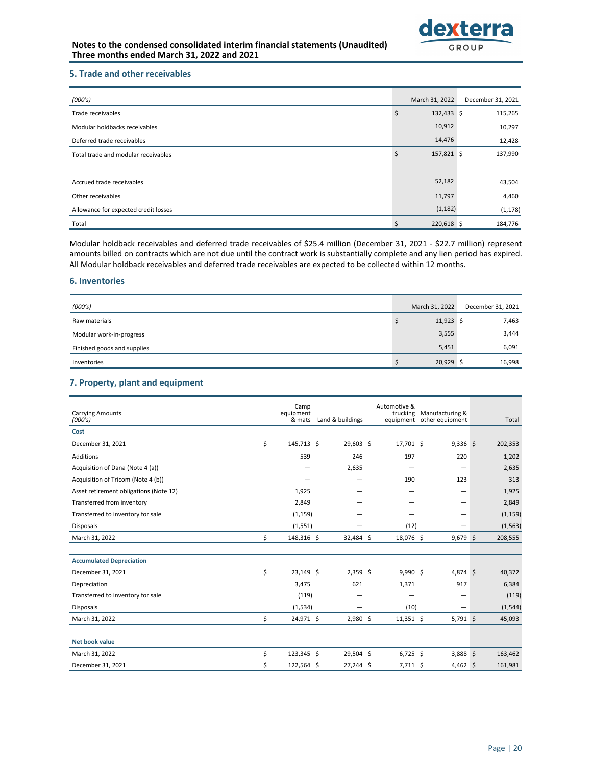## 5. Trade and other receivables

| *(000's)* | March 31, 2022 | December 31, 2021 |
|---|---|---|
| Trade receivables | $ 132,433 | $ 115,265 |
| Modular holdbacks receivables | 10,912 | 10,297 |
| Deferred trade receivables | 14,476 | 12,428 |
| Total trade and modular receivables | $ 157,821 | $ 137,990 |
| | | |
| Accrued trade receivables | 52,182 | 43,504 |
| Other receivables | 11,797 | 4,460 |
| Allowance for expected credit losses | (1,182) | (1,178) |
| Total | $ 220,618 | $ 184,776 |

Modular holdback receivables and deferred trade receivables of $25.4 million (December 31, 2021 - $22.7 million) represent amounts billed on contracts which are not due until the contract work is substantially complete and any lien period has expired. All Modular holdback receivables and deferred trade receivables are expected to be collected within 12 months.

## 6. Inventories

| *(000's)* | March 31, 2022 | December 31, 2021 |
|---|---|---|
| Raw materials | $ 11,923 | $ 7,463 |
| Modular work-in-progress | 3,555 | 3,444 |
| Finished goods and supplies | 5,451 | 6,091 |
| Inventories | $ 20,929 | $ 16,998 |

## 7. Property, plant and equipment

| Carrying Amounts *(000's)* | Camp equipment & mats | Land & buildings | Automotive & trucking equipment | Manufacturing & other equipment | Total |
|---|---|---|---|---|---|
| **Cost** | | | | | |
| December 31, 2021 | $ 145,713 | $ 29,603 | $ 17,701 | $ 9,336 | $ 202,353 |
| Additions | 539 | 246 | 197 | 220 | 1,202 |
| Acquisition of Dana (Note 4 (a)) | — | 2,635 | — | — | 2,635 |
| Acquisition of Tricom (Note 4 (b)) | — | — | 190 | 123 | 313 |
| Asset retirement obligations (Note 12) | 1,925 | — | — | — | 1,925 |
| Transferred from inventory | 2,849 | — | — | — | 2,849 |
| Transferred to inventory for sale | (1,159) | — | — | — | (1,159) |
| Disposals | (1,551) | — | (12) | — | (1,563) |
| March 31, 2022 | $ 148,316 | $ 32,484 | $ 18,076 | $ 9,679 | $ 208,555 |
| | | | | | |
| **Accumulated Depreciation** | | | | | |
| December 31, 2021 | $ 23,149 | $ 2,359 | $ 9,990 | $ 4,874 | $ 40,372 |
| Depreciation | 3,475 | 621 | 1,371 | 917 | 6,384 |
| Transferred to inventory for sale | (119) | — | — | — | (119) |
| Disposals | (1,534) | — | (10) | — | (1,544) |
| March 31, 2022 | $ 24,971 | $ 2,980 | $ 11,351 | $ 5,791 | $ 45,093 |
| | | | | | |
| **Net book value** | | | | | |
| March 31, 2022 | $ 123,345 | $ 29,504 | $ 6,725 | $ 3,888 | $ 163,462 |
| December 31, 2021 | $ 122,564 | $ 27,244 | $ 7,711 | $ 4,462 | $ 161,981 |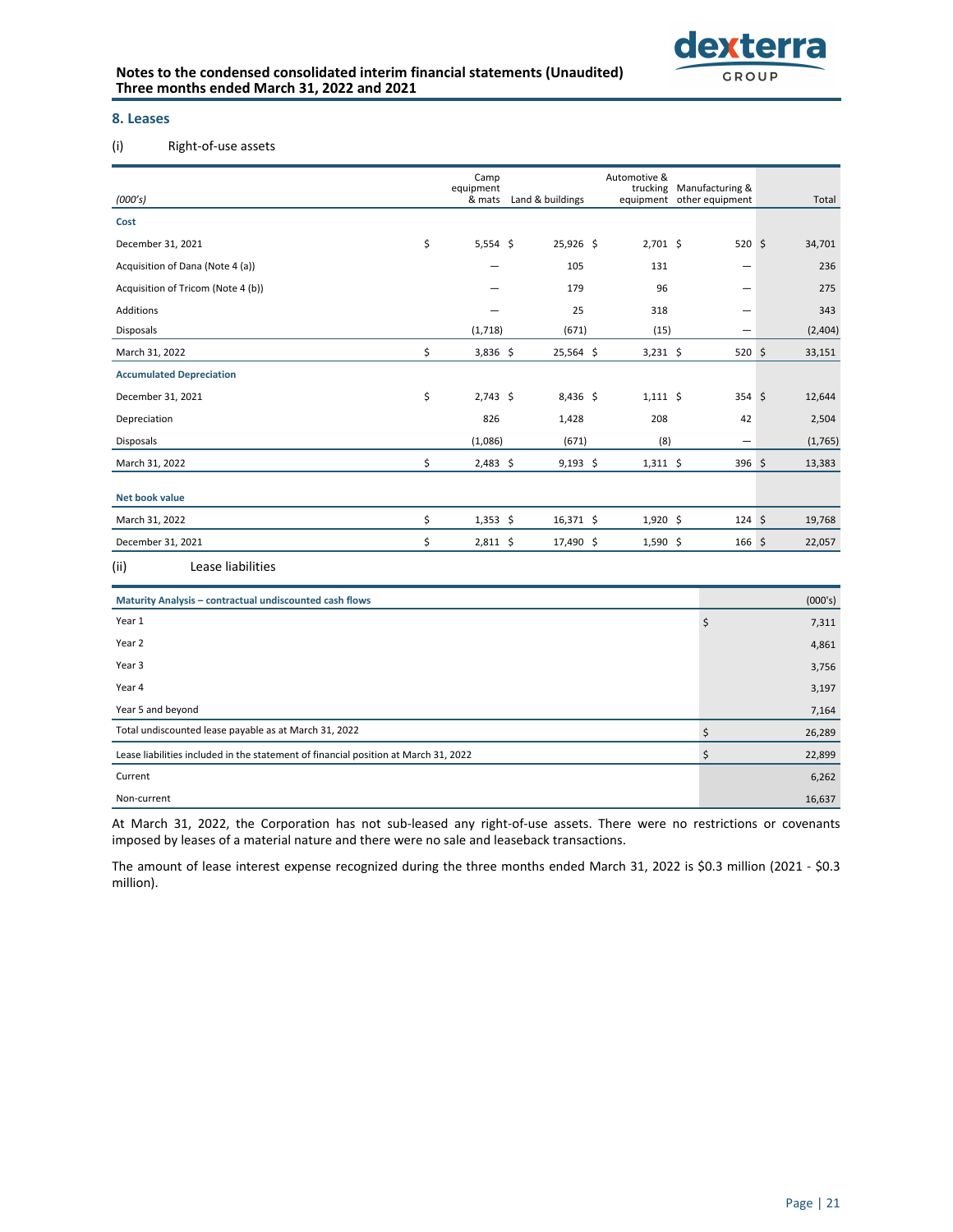## 8. Leases

(i) Right-of-use assets

| (000's) | Camp equipment & mats | Land & buildings | Automotive & trucking equipment | Manufacturing & other equipment | Total |
|---|---|---|---|---|---|
| **Cost** | | | | | |
| December 31, 2021 | $ 5,554 | $ 25,926 | $ 2,701 | $ 520 | $ 34,701 |
| Acquisition of Dana (Note 4 (a)) | — | 105 | 131 | — | 236 |
| Acquisition of Tricom (Note 4 (b)) | — | 179 | 96 | — | 275 |
| Additions | — | 25 | 318 | — | 343 |
| Disposals | (1,718) | (671) | (15) | — | (2,404) |
| March 31, 2022 | $ 3,836 | $ 25,564 | $ 3,231 | $ 520 | $ 33,151 |
| **Accumulated Depreciation** | | | | | |
| December 31, 2021 | $ 2,743 | $ 8,436 | $ 1,111 | $ 354 | $ 12,644 |
| Depreciation | 826 | 1,428 | 208 | 42 | 2,504 |
| Disposals | (1,086) | (671) | (8) | — | (1,765) |
| March 31, 2022 | $ 2,483 | $ 9,193 | $ 1,311 | $ 396 | $ 13,383 |
| **Net book value** | | | | | |
| March 31, 2022 | $ 1,353 | $ 16,371 | $ 1,920 | $ 124 | $ 19,768 |
| December 31, 2021 | $ 2,811 | $ 17,490 | $ 1,590 | $ 166 | $ 22,057 |

(ii) Lease liabilities

| Maturity Analysis – contractual undiscounted cash flows | (000's) |
|---|---|
| Year 1 | $ 7,311 |
| Year 2 | 4,861 |
| Year 3 | 3,756 |
| Year 4 | 3,197 |
| Year 5 and beyond | 7,164 |
| Total undiscounted lease payable as at March 31, 2022 | $ 26,289 |
| Lease liabilities included in the statement of financial position at March 31, 2022 | $ 22,899 |
| Current | 6,262 |
| Non-current | 16,637 |

At March 31, 2022, the Corporation has not sub-leased any right-of-use assets. There were no restrictions or covenants imposed by leases of a material nature and there were no sale and leaseback transactions.

The amount of lease interest expense recognized during the three months ended March 31, 2022 is $0.3 million (2021 - $0.3 million).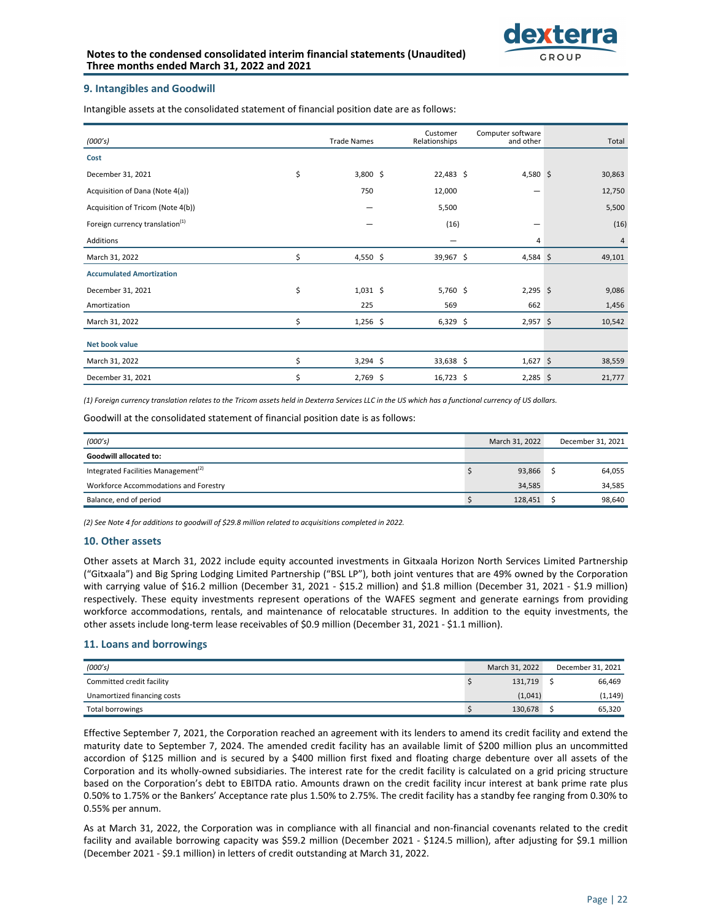## 9. Intangibles and Goodwill

Intangible assets at the consolidated statement of financial position date are as follows:

| (000's) | Trade Names | Customer Relationships | Computer software and other | Total |
|---|---|---|---|---|
| **Cost** | | | | |
| December 31, 2021 | $ 3,800 | $ 22,483 | $ 4,580 | $ 30,863 |
| Acquisition of Dana (Note 4(a)) | 750 | 12,000 | — | 12,750 |
| Acquisition of Tricom (Note 4(b)) | — | 5,500 | | 5,500 |
| Foreign currency translation[(1)] | — | (16) | — | (16) |
| Additions | | — | 4 | 4 |
| March 31, 2022 | $ 4,550 | $ 39,967 | $ 4,584 | $ 49,101 |
| **Accumulated Amortization** | | | | |
| December 31, 2021 | $ 1,031 | $ 5,760 | $ 2,295 | $ 9,086 |
| Amortization | 225 | 569 | 662 | 1,456 |
| March 31, 2022 | $ 1,256 | $ 6,329 | $ 2,957 | $ 10,542 |
| **Net book value** | | | | |
| March 31, 2022 | $ 3,294 | $ 33,638 | $ 1,627 | $ 38,559 |
| December 31, 2021 | $ 2,769 | $ 16,723 | $ 2,285 | $ 21,777 |

*(1) Foreign currency translation relates to the Tricom assets held in Dexterra Services LLC in the US which has a functional currency of US dollars.*

Goodwill at the consolidated statement of financial position date is as follows:

| (000's) | March 31, 2022 | December 31, 2021 |
|---|---|---|
| **Goodwill allocated to:** | | |
| Integrated Facilities Management[(2)] | $ 93,866 | $ 64,055 |
| Workforce Accommodations and Forestry | 34,585 | 34,585 |
| Balance, end of period | $ 128,451 | $ 98,640 |

*(2) See Note 4 for additions to goodwill of $29.8 million related to acquisitions completed in 2022.*

## 10. Other assets

Other assets at March 31, 2022 include equity accounted investments in Gitxaala Horizon North Services Limited Partnership ("Gitxaala") and Big Spring Lodging Limited Partnership ("BSL LP"), both joint ventures that are 49% owned by the Corporation with carrying value of $16.2 million (December 31, 2021 - $15.2 million) and $1.8 million (December 31, 2021 - $1.9 million) respectively. These equity investments represent operations of the WAFES segment and generate earnings from providing workforce accommodations, rentals, and maintenance of relocatable structures. In addition to the equity investments, the other assets include long-term lease receivables of $0.9 million (December 31, 2021 - $1.1 million).

## 11. Loans and borrowings

| (000's) | March 31, 2022 | December 31, 2021 |
|---|---|---|
| Committed credit facility | $ 131,719 | $ 66,469 |
| Unamortized financing costs | (1,041) | (1,149) |
| Total borrowings | $ 130,678 | $ 65,320 |

Effective September 7, 2021, the Corporation reached an agreement with its lenders to amend its credit facility and extend the maturity date to September 7, 2024. The amended credit facility has an available limit of $200 million plus an uncommitted accordion of $125 million and is secured by a $400 million first fixed and floating charge debenture over all assets of the Corporation and its wholly-owned subsidiaries. The interest rate for the credit facility is calculated on a grid pricing structure based on the Corporation's debt to EBITDA ratio. Amounts drawn on the credit facility incur interest at bank prime rate plus 0.50% to 1.75% or the Bankers' Acceptance rate plus 1.50% to 2.75%. The credit facility has a standby fee ranging from 0.30% to 0.55% per annum.

As at March 31, 2022, the Corporation was in compliance with all financial and non-financial covenants related to the credit facility and available borrowing capacity was $59.2 million (December 2021 - $124.5 million), after adjusting for $9.1 million (December 2021 - $9.1 million) in letters of credit outstanding at March 31, 2022.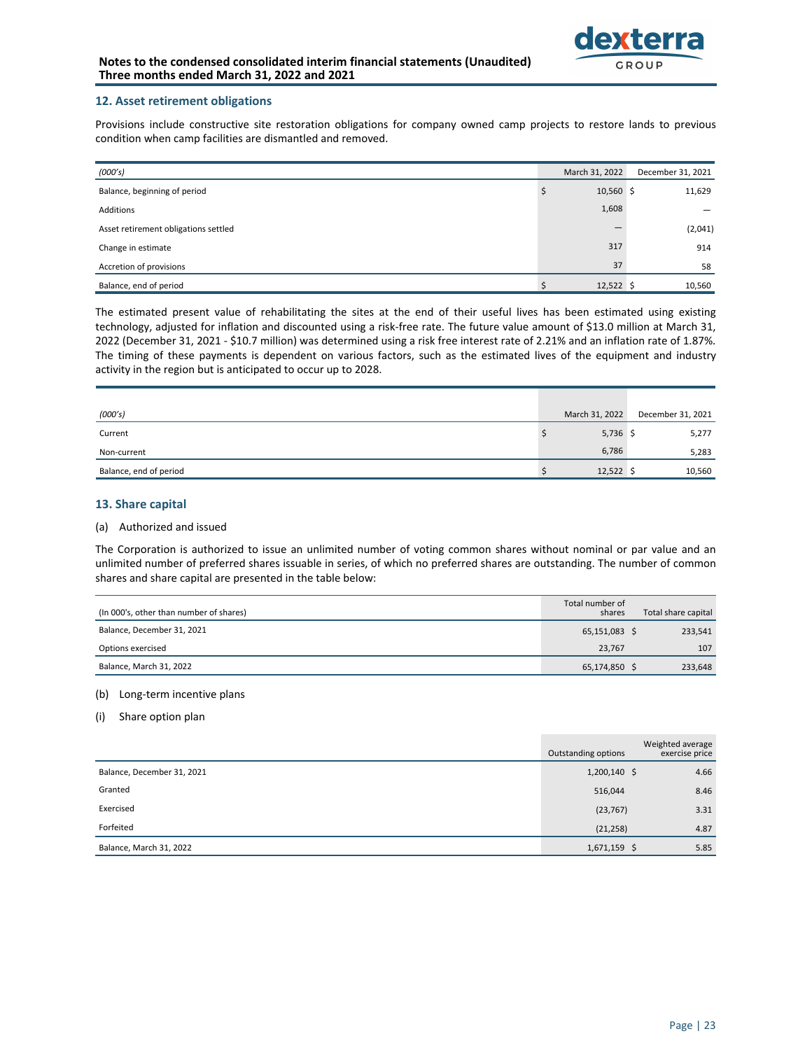## 12. Asset retirement obligations

Provisions include constructive site restoration obligations for company owned camp projects to restore lands to previous condition when camp facilities are dismantled and removed.

| *(000's)* | March 31, 2022 | December 31, 2021 |
|---|---|---|
| Balance, beginning of period | $ 10,560 | $ 11,629 |
| Additions | 1,608 | — |
| Asset retirement obligations settled | — | (2,041) |
| Change in estimate | 317 | 914 |
| Accretion of provisions | 37 | 58 |
| Balance, end of period | $ 12,522 | $ 10,560 |

The estimated present value of rehabilitating the sites at the end of their useful lives has been estimated using existing technology, adjusted for inflation and discounted using a risk-free rate. The future value amount of $13.0 million at March 31, 2022 (December 31, 2021 - $10.7 million) was determined using a risk free interest rate of 2.21% and an inflation rate of 1.87%. The timing of these payments is dependent on various factors, such as the estimated lives of the equipment and industry activity in the region but is anticipated to occur up to 2028.

| *(000's)* | March 31, 2022 | December 31, 2021 |
|---|---|---|
| Current | $ 5,736 | $ 5,277 |
| Non-current | 6,786 | 5,283 |
| Balance, end of period | $ 12,522 | $ 10,560 |

## 13. Share capital

(a) Authorized and issued

The Corporation is authorized to issue an unlimited number of voting common shares without nominal or par value and an unlimited number of preferred shares issuable in series, of which no preferred shares are outstanding. The number of common shares and share capital are presented in the table below:

| (In 000's, other than number of shares) | Total number of shares | Total share capital |
|---|---|---|
| Balance, December 31, 2021 | 65,151,083 | $ 233,541 |
| Options exercised | 23,767 | 107 |
| Balance, March 31, 2022 | 65,174,850 | $ 233,648 |

(b) Long-term incentive plans

(i) Share option plan

| | Outstanding options | Weighted average exercise price |
|---|---|---|
| Balance, December 31, 2021 | 1,200,140 | $ 4.66 |
| Granted | 516,044 | 8.46 |
| Exercised | (23,767) | 3.31 |
| Forfeited | (21,258) | 4.87 |
| Balance, March 31, 2022 | 1,671,159 | $ 5.85 |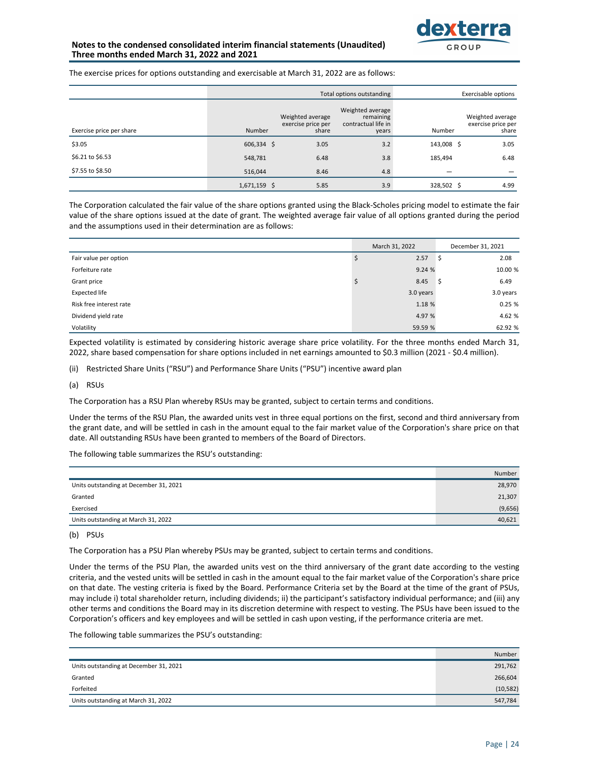The exercise prices for options outstanding and exercisable at March 31, 2022 are as follows:

| | Total options outstanding | | | Exercisable options | |
|---|---|---|---|---|---|
| Exercise price per share | Number | Weighted average exercise price per share | Weighted average remaining contractual life in years | Number | Weighted average exercise price per share |
| $3.05 | 606,334 | $ 3.05 | 3.2 | 143,008 | $ 3.05 |
| $6.21 to $6.53 | 548,781 | 6.48 | 3.8 | 185,494 | 6.48 |
| $7.55 to $8.50 | 516,044 | 8.46 | 4.8 | — | — |
| | 1,671,159 | $ 5.85 | 3.9 | 328,502 | $ 4.99 |

The Corporation calculated the fair value of the share options granted using the Black-Scholes pricing model to estimate the fair value of the share options issued at the date of grant. The weighted average fair value of all options granted during the period and the assumptions used in their determination are as follows:

| | March 31, 2022 | December 31, 2021 |
|---|---|---|
| Fair value per option | $ 2.57 | $ 2.08 |
| Forfeiture rate | 9.24 % | 10.00 % |
| Grant price | $ 8.45 | $ 6.49 |
| Expected life | 3.0 years | 3.0 years |
| Risk free interest rate | 1.18 % | 0.25 % |
| Dividend yield rate | 4.97 % | 4.62 % |
| Volatility | 59.59 % | 62.92 % |

Expected volatility is estimated by considering historic average share price volatility. For the three months ended March 31, 2022, share based compensation for share options included in net earnings amounted to $0.3 million (2021 - $0.4 million).

(ii) Restricted Share Units ("RSU") and Performance Share Units ("PSU") incentive award plan

(a) RSUs

The Corporation has a RSU Plan whereby RSUs may be granted, subject to certain terms and conditions.

Under the terms of the RSU Plan, the awarded units vest in three equal portions on the first, second and third anniversary from the grant date, and will be settled in cash in the amount equal to the fair market value of the Corporation's share price on that date. All outstanding RSUs have been granted to members of the Board of Directors.

The following table summarizes the RSU's outstanding:

| | Number |
|---|---|
| Units outstanding at December 31, 2021 | 28,970 |
| Granted | 21,307 |
| Exercised | (9,656) |
| Units outstanding at March 31, 2022 | 40,621 |

(b) PSUs

The Corporation has a PSU Plan whereby PSUs may be granted, subject to certain terms and conditions.

Under the terms of the PSU Plan, the awarded units vest on the third anniversary of the grant date according to the vesting criteria, and the vested units will be settled in cash in the amount equal to the fair market value of the Corporation's share price on that date. The vesting criteria is fixed by the Board. Performance Criteria set by the Board at the time of the grant of PSUs, may include i) total shareholder return, including dividends; ii) the participant's satisfactory individual performance; and (iii) any other terms and conditions the Board may in its discretion determine with respect to vesting. The PSUs have been issued to the Corporation's officers and key employees and will be settled in cash upon vesting, if the performance criteria are met.

The following table summarizes the PSU's outstanding:

| | Number |
|---|---|
| Units outstanding at December 31, 2021 | 291,762 |
| Granted | 266,604 |
| Forfeited | (10,582) |
| Units outstanding at March 31, 2022 | 547,784 |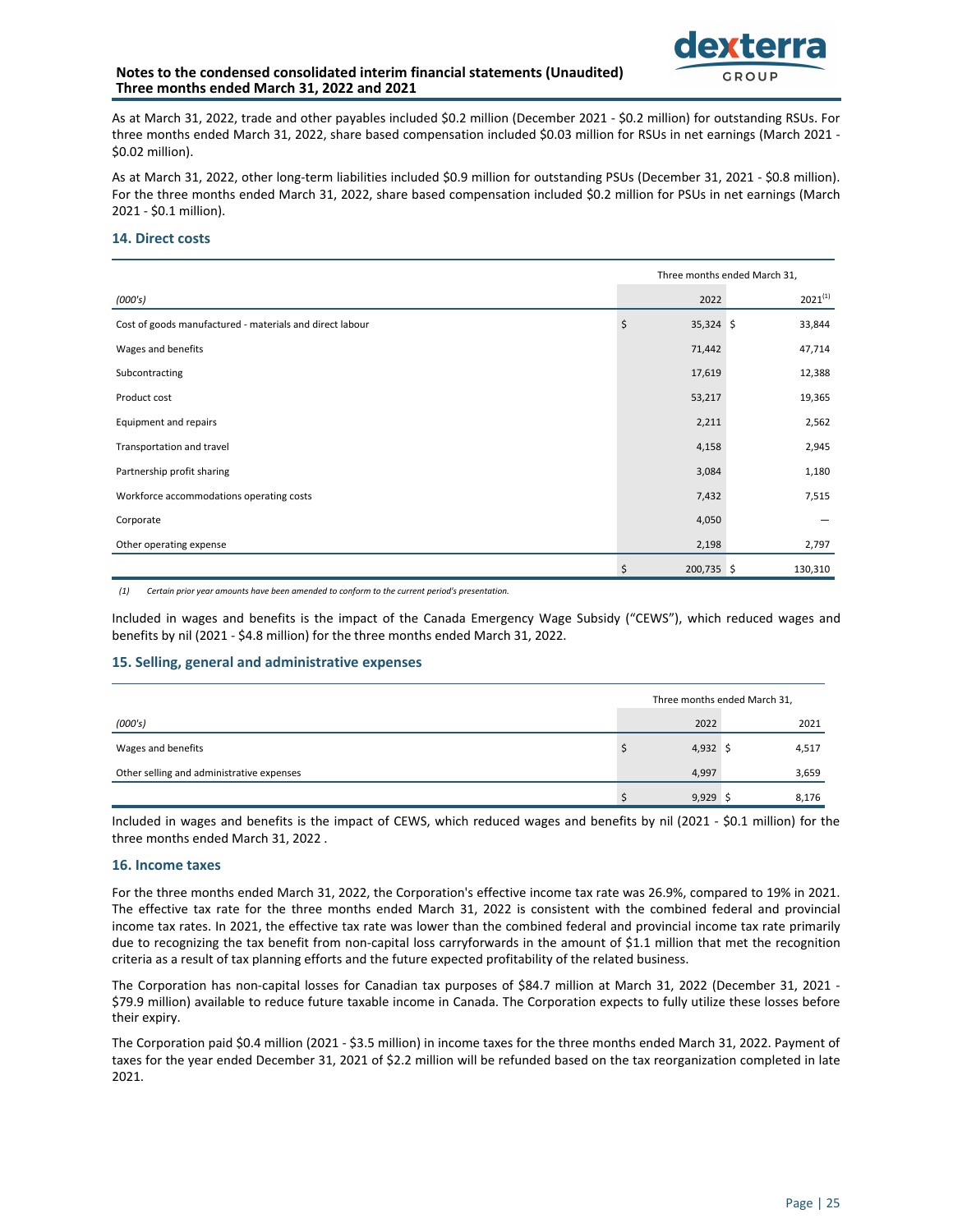As at March 31, 2022, trade and other payables included $0.2 million (December 2021 - $0.2 million) for outstanding RSUs. For three months ended March 31, 2022, share based compensation included $0.03 million for RSUs in net earnings (March 2021 - $0.02 million).

As at March 31, 2022, other long-term liabilities included $0.9 million for outstanding PSUs (December 31, 2021 - $0.8 million). For the three months ended March 31, 2022, share based compensation included $0.2 million for PSUs in net earnings (March 2021 - $0.1 million).

## 14. Direct costs

| | Three months ended March 31, | |
|---|---|---|
| *(000's)* | 2022 | 2021[1] |
| Cost of goods manufactured - materials and direct labour | $ 35,324 | $ 33,844 |
| Wages and benefits | 71,442 | 47,714 |
| Subcontracting | 17,619 | 12,388 |
| Product cost | 53,217 | 19,365 |
| Equipment and repairs | 2,211 | 2,562 |
| Transportation and travel | 4,158 | 2,945 |
| Partnership profit sharing | 3,084 | 1,180 |
| Workforce accommodations operating costs | 7,432 | 7,515 |
| Corporate | 4,050 | — |
| Other operating expense | 2,198 | 2,797 |
| | $ 200,735 | $ 130,310 |

*(1) Certain prior year amounts have been amended to conform to the current period's presentation.*

Included in wages and benefits is the impact of the Canada Emergency Wage Subsidy ("CEWS"), which reduced wages and benefits by nil (2021 - $4.8 million) for the three months ended March 31, 2022.

## 15. Selling, general and administrative expenses

| | Three months ended March 31, | |
|---|---|---|
| *(000's)* | 2022 | 2021 |
| Wages and benefits | $ 4,932 | $ 4,517 |
| Other selling and administrative expenses | 4,997 | 3,659 |
| | $ 9,929 | $ 8,176 |

Included in wages and benefits is the impact of CEWS, which reduced wages and benefits by nil (2021 - $0.1 million) for the three months ended March 31, 2022 .

## 16. Income taxes

For the three months ended March 31, 2022, the Corporation's effective income tax rate was 26.9%, compared to 19% in 2021. The effective tax rate for the three months ended March 31, 2022 is consistent with the combined federal and provincial income tax rates. In 2021, the effective tax rate was lower than the combined federal and provincial income tax rate primarily due to recognizing the tax benefit from non-capital loss carryforwards in the amount of $1.1 million that met the recognition criteria as a result of tax planning efforts and the future expected profitability of the related business.

The Corporation has non-capital losses for Canadian tax purposes of $84.7 million at March 31, 2022 (December 31, 2021 - $79.9 million) available to reduce future taxable income in Canada. The Corporation expects to fully utilize these losses before their expiry.

The Corporation paid $0.4 million (2021 - $3.5 million) in income taxes for the three months ended March 31, 2022. Payment of taxes for the year ended December 31, 2021 of $2.2 million will be refunded based on the tax reorganization completed in late 2021.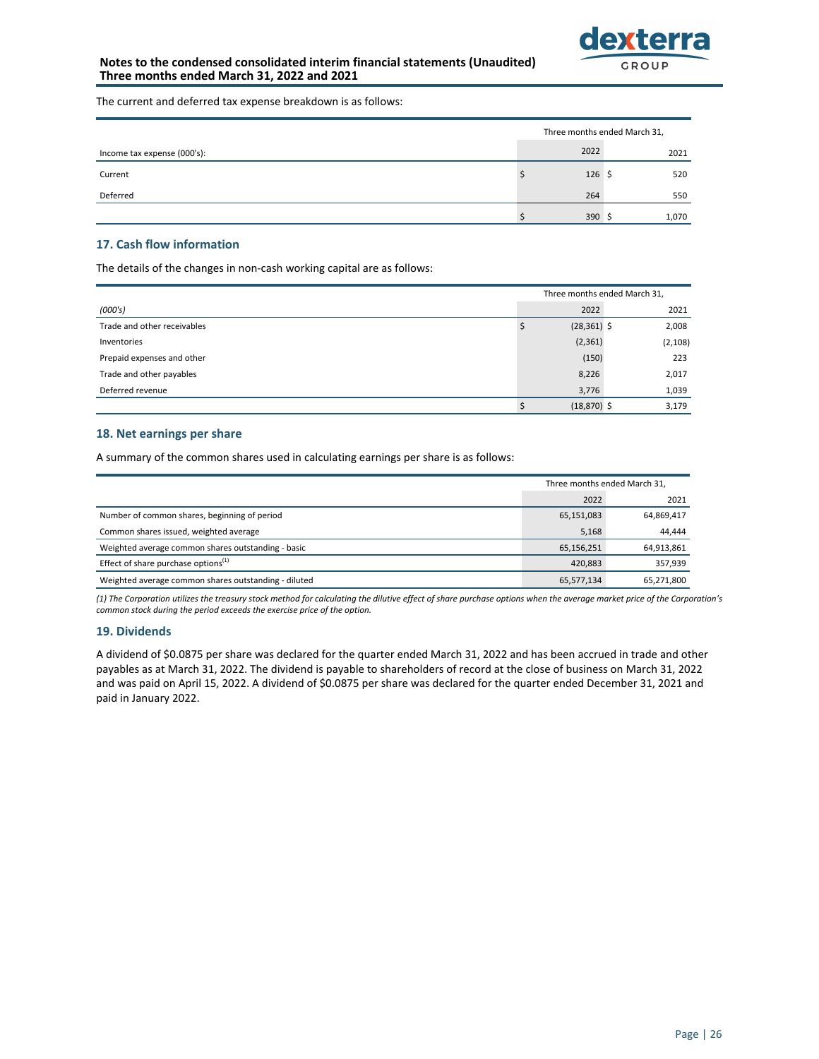The current and deferred tax expense breakdown is as follows:

| | Three months ended March 31, | |
|---|---|---|
| Income tax expense (000's): | 2022 | 2021 |
| Current | $ 126 | $ 520 |
| Deferred | 264 | 550 |
| | $ 390 | $ 1,070 |

## 17. Cash flow information

The details of the changes in non-cash working capital are as follows:

| | Three months ended March 31, | |
|---|---|---|
| *(000's)* | 2022 | 2021 |
| Trade and other receivables | $ (28,361) | $ 2,008 |
| Inventories | (2,361) | (2,108) |
| Prepaid expenses and other | (150) | 223 |
| Trade and other payables | 8,226 | 2,017 |
| Deferred revenue | 3,776 | 1,039 |
| | $ (18,870) | $ 3,179 |

## 18. Net earnings per share

A summary of the common shares used in calculating earnings per share is as follows:

| | Three months ended March 31, | |
|---|---|---|
| | 2022 | 2021 |
| Number of common shares, beginning of period | 65,151,083 | 64,869,417 |
| Common shares issued, weighted average | 5,168 | 44,444 |
| Weighted average common shares outstanding - basic | 65,156,251 | 64,913,861 |
| Effect of share purchase options[1] | 420,883 | 357,939 |
| Weighted average common shares outstanding - diluted | 65,577,134 | 65,271,800 |

*(1) The Corporation utilizes the treasury stock method for calculating the dilutive effect of share purchase options when the average market price of the Corporation's common stock during the period exceeds the exercise price of the option.*

## 19. Dividends

A dividend of $0.0875 per share was declared for the quarter ended March 31, 2022 and has been accrued in trade and other payables as at March 31, 2022. The dividend is payable to shareholders of record at the close of business on March 31, 2022 and was paid on April 15, 2022. A dividend of $0.0875 per share was declared for the quarter ended December 31, 2021 and paid in January 2022.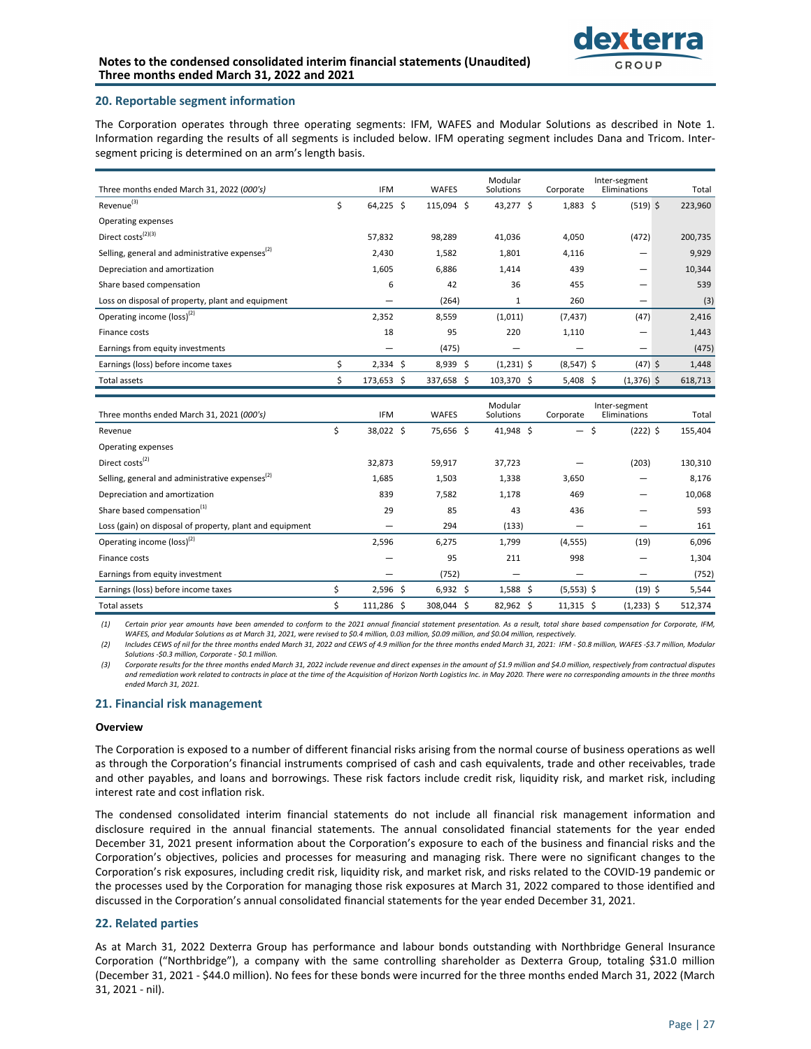## 20. Reportable segment information

The Corporation operates through three operating segments: IFM, WAFES and Modular Solutions as described in Note 1. Information regarding the results of all segments is included below. IFM operating segment includes Dana and Tricom. Inter-segment pricing is determined on an arm's length basis.

| Three months ended March 31, 2022 (*000's*) | IFM | WAFES | Modular Solutions | Corporate | Inter-segment Eliminations | Total |
|---|---|---|---|---|---|---|
| Revenue[3] | $ 64,225 | $ 115,094 | $ 43,277 | $ 1,883 | $ (519) | $ 223,960 |
| Operating expenses | | | | | | |
| Direct costs[2][3] | 57,832 | 98,289 | 41,036 | 4,050 | (472) | 200,735 |
| Selling, general and administrative expenses[2] | 2,430 | 1,582 | 1,801 | 4,116 | — | 9,929 |
| Depreciation and amortization | 1,605 | 6,886 | 1,414 | 439 | — | 10,344 |
| Share based compensation | 6 | 42 | 36 | 455 | — | 539 |
| Loss on disposal of property, plant and equipment | — | (264) | 1 | 260 | — | (3) |
| Operating income (loss)[2] | 2,352 | 8,559 | (1,011) | (7,437) | (47) | 2,416 |
| Finance costs | 18 | 95 | 220 | 1,110 | — | 1,443 |
| Earnings from equity investments | — | (475) | — | — | — | (475) |
| Earnings (loss) before income taxes | $ 2,334 | $ 8,939 | $ (1,231) | $ (8,547) | $ (47) | $ 1,448 |
| Total assets | $ 173,653 | $ 337,658 | $ 103,370 | $ 5,408 | $ (1,376) | $ 618,713 |

| Three months ended March 31, 2021 (*000's*) | IFM | WAFES | Modular Solutions | Corporate | Inter-segment Eliminations | Total |
|---|---|---|---|---|---|---|
| Revenue | $ 38,022 | $ 75,656 | $ 41,948 | $ — | $ (222) | $ 155,404 |
| Operating expenses | | | | | | |
| Direct costs[2] | 32,873 | 59,917 | 37,723 | — | (203) | 130,310 |
| Selling, general and administrative expenses[2] | 1,685 | 1,503 | 1,338 | 3,650 | — | 8,176 |
| Depreciation and amortization | 839 | 7,582 | 1,178 | 469 | — | 10,068 |
| Share based compensation[1] | 29 | 85 | 43 | 436 | — | 593 |
| Loss (gain) on disposal of property, plant and equipment | — | 294 | (133) | — | — | 161 |
| Operating income (loss)[2] | 2,596 | 6,275 | 1,799 | (4,555) | (19) | 6,096 |
| Finance costs | — | 95 | 211 | 998 | — | 1,304 |
| Earnings from equity investment | — | (752) | — | — | — | (752) |
| Earnings (loss) before income taxes | $ 2,596 | $ 6,932 | $ 1,588 | $ (5,553) | $ (19) | $ 5,544 |
| Total assets | $ 111,286 | $ 308,044 | $ 82,962 | $ 11,315 | $ (1,233) | $ 512,374 |

*(1) Certain prior year amounts have been amended to conform to the 2021 annual financial statement presentation. As a result, total share based compensation for Corporate, IFM, WAFES, and Modular Solutions as at March 31, 2021, were revised to $0.4 million, 0.03 million, $0.09 million, and $0.04 million, respectively.*

*(2) Includes CEWS of nil for the three months ended March 31, 2022 and CEWS of 4.9 million for the three months ended March 31, 2021: IFM - $0.8 million, WAFES -$3.7 million, Modular Solutions -$0.3 million, Corporate - $0.1 million.*

*(3) Corporate results for the three months ended March 31, 2022 include revenue and direct expenses in the amount of $1.9 million and $4.0 million, respectively from contractual disputes and remediation work related to contracts in place at the time of the Acquisition of Horizon North Logistics Inc. in May 2020. There were no corresponding amounts in the three months ended March 31, 2021.*

## 21. Financial risk management

### Overview

The Corporation is exposed to a number of different financial risks arising from the normal course of business operations as well as through the Corporation's financial instruments comprised of cash and cash equivalents, trade and other receivables, trade and other payables, and loans and borrowings. These risk factors include credit risk, liquidity risk, and market risk, including interest rate and cost inflation risk.

The condensed consolidated interim financial statements do not include all financial risk management information and disclosure required in the annual financial statements. The annual consolidated financial statements for the year ended December 31, 2021 present information about the Corporation's exposure to each of the business and financial risks and the Corporation's objectives, policies and processes for measuring and managing risk. There were no significant changes to the Corporation's risk exposures, including credit risk, liquidity risk, and market risk, and risks related to the COVID-19 pandemic or the processes used by the Corporation for managing those risk exposures at March 31, 2022 compared to those identified and discussed in the Corporation's annual consolidated financial statements for the year ended December 31, 2021.

## 22. Related parties

As at March 31, 2022 Dexterra Group has performance and labour bonds outstanding with Northbridge General Insurance Corporation ("Northbridge"), a company with the same controlling shareholder as Dexterra Group, totaling $31.0 million (December 31, 2021 - $44.0 million). No fees for these bonds were incurred for the three months ended March 31, 2022 (March 31, 2021 - nil).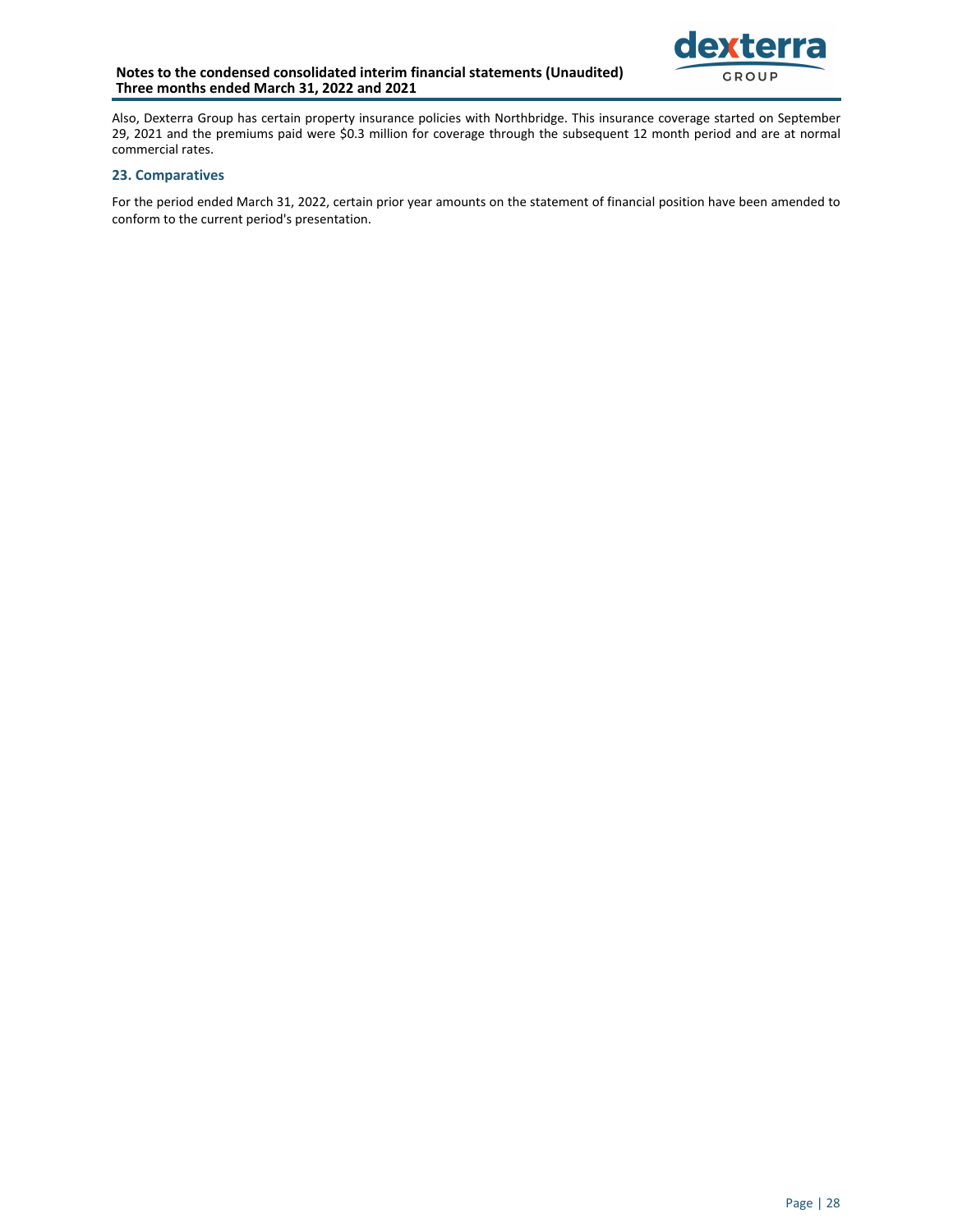Also, Dexterra Group has certain property insurance policies with Northbridge. This insurance coverage started on September 29, 2021 and the premiums paid were $0.3 million for coverage through the subsequent 12 month period and are at normal commercial rates.

## 23. Comparatives

For the period ended March 31, 2022, certain prior year amounts on the statement of financial position have been amended to conform to the current period's presentation.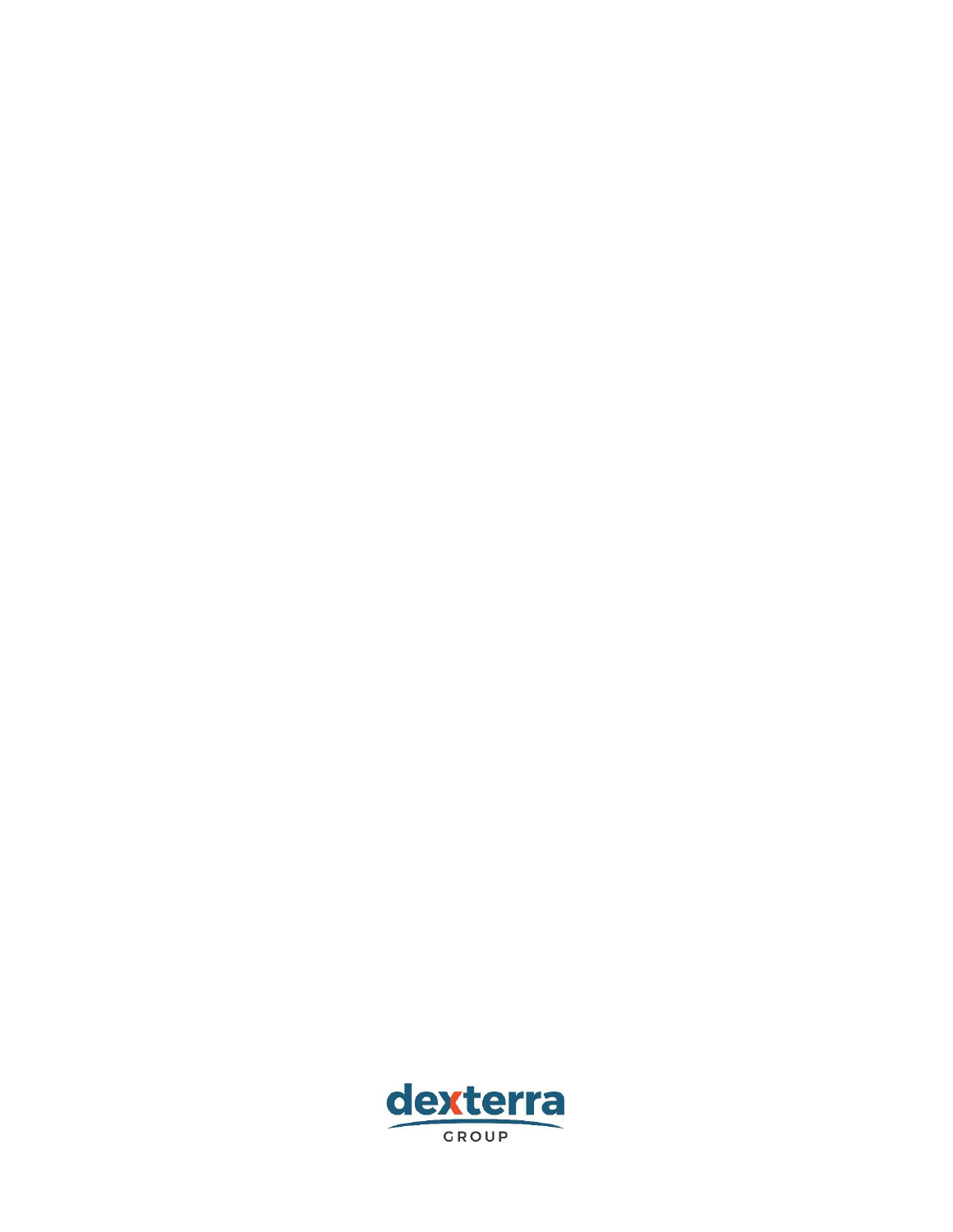dexterra

GROUP